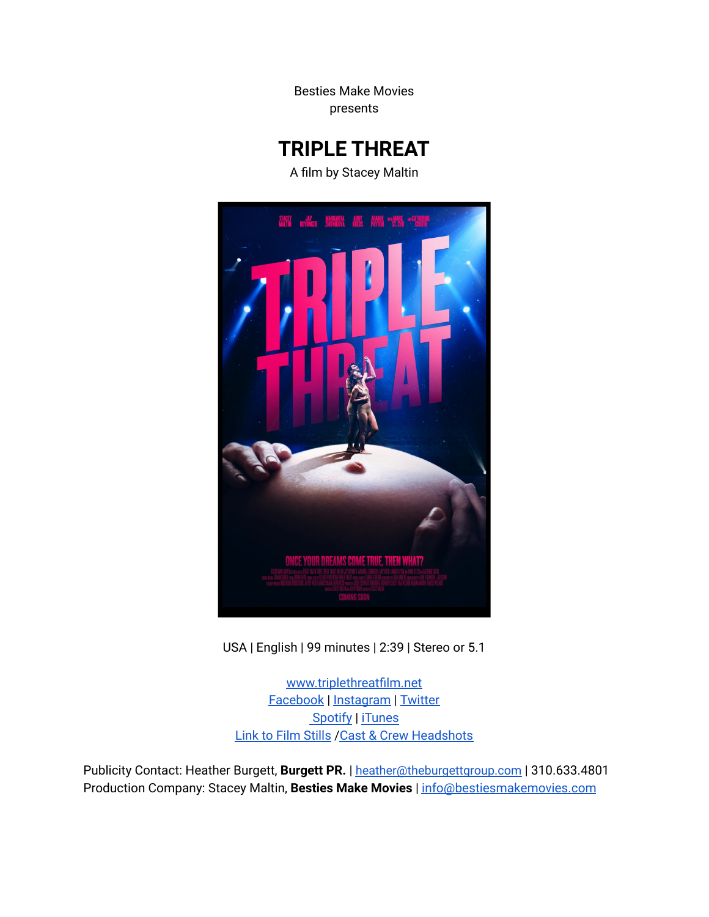Besties Make Movies
presents

# TRIPLE THREAT

A film by Stacey Maltin

USA | English | 99 minutes | 2:39 | Stereo or 5.1

www.triplethreatfilm.net
Facebook | Instagram | Twitter
Spotify | iTunes
Link to Film Stills /Cast & Crew Headshots

Publicity Contact: Heather Burgett, **Burgett PR.** | heather@theburgettgroup.com | 310.633.4801
Production Company: Stacey Maltin, **Besties Make Movies** | info@bestiesmakemovies.com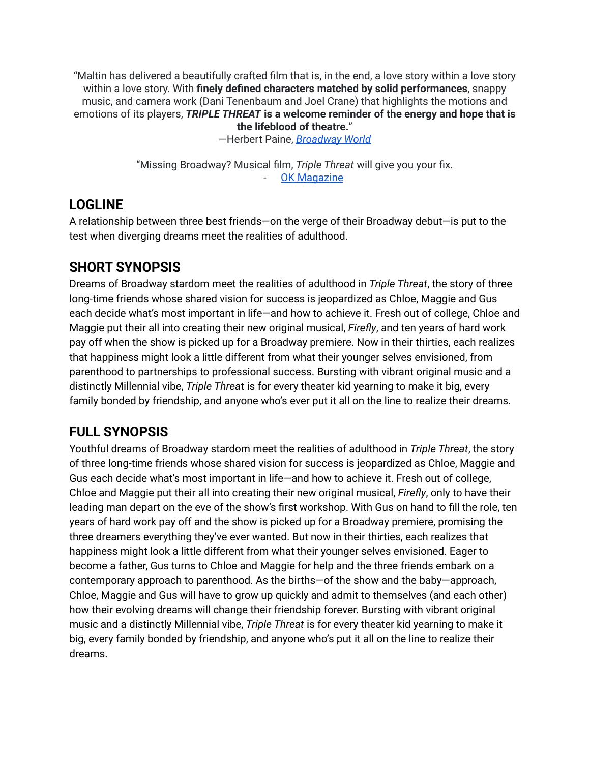"Maltin has delivered a beautifully crafted film that is, in the end, a love story within a love story within a love story. With **finely defined characters matched by solid performances**, snappy music, and camera work (Dani Tenenbaum and Joel Crane) that highlights the motions and emotions of its players, ***TRIPLE THREAT* is a welcome reminder of the energy and hope that is the lifeblood of theatre.**"

—Herbert Paine, [Broadway World]()

"Missing Broadway? Musical film, *Triple Threat* will give you your fix.

- [OK Magazine]()

## LOGLINE

A relationship between three best friends—on the verge of their Broadway debut—is put to the test when diverging dreams meet the realities of adulthood.

## SHORT SYNOPSIS

Dreams of Broadway stardom meet the realities of adulthood in *Triple Threat*, the story of three long-time friends whose shared vision for success is jeopardized as Chloe, Maggie and Gus each decide what's most important in life—and how to achieve it. Fresh out of college, Chloe and Maggie put their all into creating their new original musical, *Firefly*, and ten years of hard work pay off when the show is picked up for a Broadway premiere. Now in their thirties, each realizes that happiness might look a little different from what their younger selves envisioned, from parenthood to partnerships to professional success. Bursting with vibrant original music and a distinctly Millennial vibe, *Triple Threa*t is for every theater kid yearning to make it big, every family bonded by friendship, and anyone who's ever put it all on the line to realize their dreams.

## FULL SYNOPSIS

Youthful dreams of Broadway stardom meet the realities of adulthood in *Triple Threat*, the story of three long-time friends whose shared vision for success is jeopardized as Chloe, Maggie and Gus each decide what's most important in life—and how to achieve it. Fresh out of college, Chloe and Maggie put their all into creating their new original musical, *Firefly*, only to have their leading man depart on the eve of the show's first workshop. With Gus on hand to fill the role, ten years of hard work pay off and the show is picked up for a Broadway premiere, promising the three dreamers everything they've ever wanted. But now in their thirties, each realizes that happiness might look a little different from what their younger selves envisioned. Eager to become a father, Gus turns to Chloe and Maggie for help and the three friends embark on a contemporary approach to parenthood. As the births—of the show and the baby—approach, Chloe, Maggie and Gus will have to grow up quickly and admit to themselves (and each other) how their evolving dreams will change their friendship forever. Bursting with vibrant original music and a distinctly Millennial vibe, *Triple Threat* is for every theater kid yearning to make it big, every family bonded by friendship, and anyone who's put it all on the line to realize their dreams.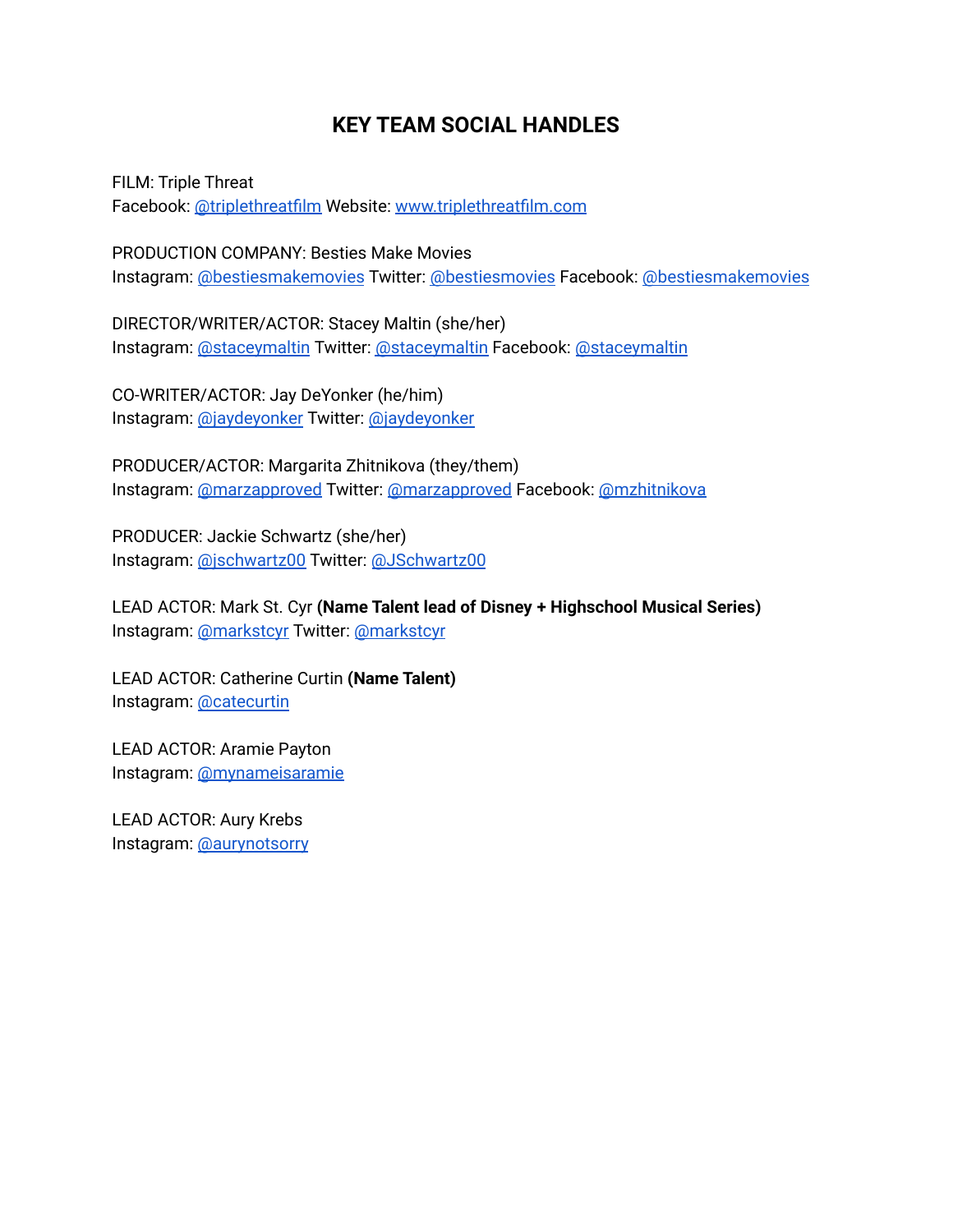# KEY TEAM SOCIAL HANDLES

FILM: Triple Threat
Facebook: @triplethreatfilm Website: www.triplethreatfilm.com

PRODUCTION COMPANY: Besties Make Movies
Instagram: @bestiesmakemovies Twitter: @bestiesmovies Facebook: @bestiesmakemovies

DIRECTOR/WRITER/ACTOR: Stacey Maltin (she/her)
Instagram: @staceymaltin Twitter: @staceymaltin Facebook: @staceymaltin

CO-WRITER/ACTOR: Jay DeYonker (he/him)
Instagram: @jaydeyonker Twitter: @jaydeyonker

PRODUCER/ACTOR: Margarita Zhitnikova (they/them)
Instagram: @marzapproved Twitter: @marzapproved Facebook: @mzhitnikova

PRODUCER: Jackie Schwartz (she/her)
Instagram: @jschwartz00 Twitter: @JSchwartz00

LEAD ACTOR: Mark St. Cyr **(Name Talent lead of Disney + Highschool Musical Series)**
Instagram: @markstcyr Twitter: @markstcyr

LEAD ACTOR: Catherine Curtin **(Name Talent)**
Instagram: @catecurtin

LEAD ACTOR: Aramie Payton
Instagram: @mynameisaramie

LEAD ACTOR: Aury Krebs
Instagram: @aurynotsorry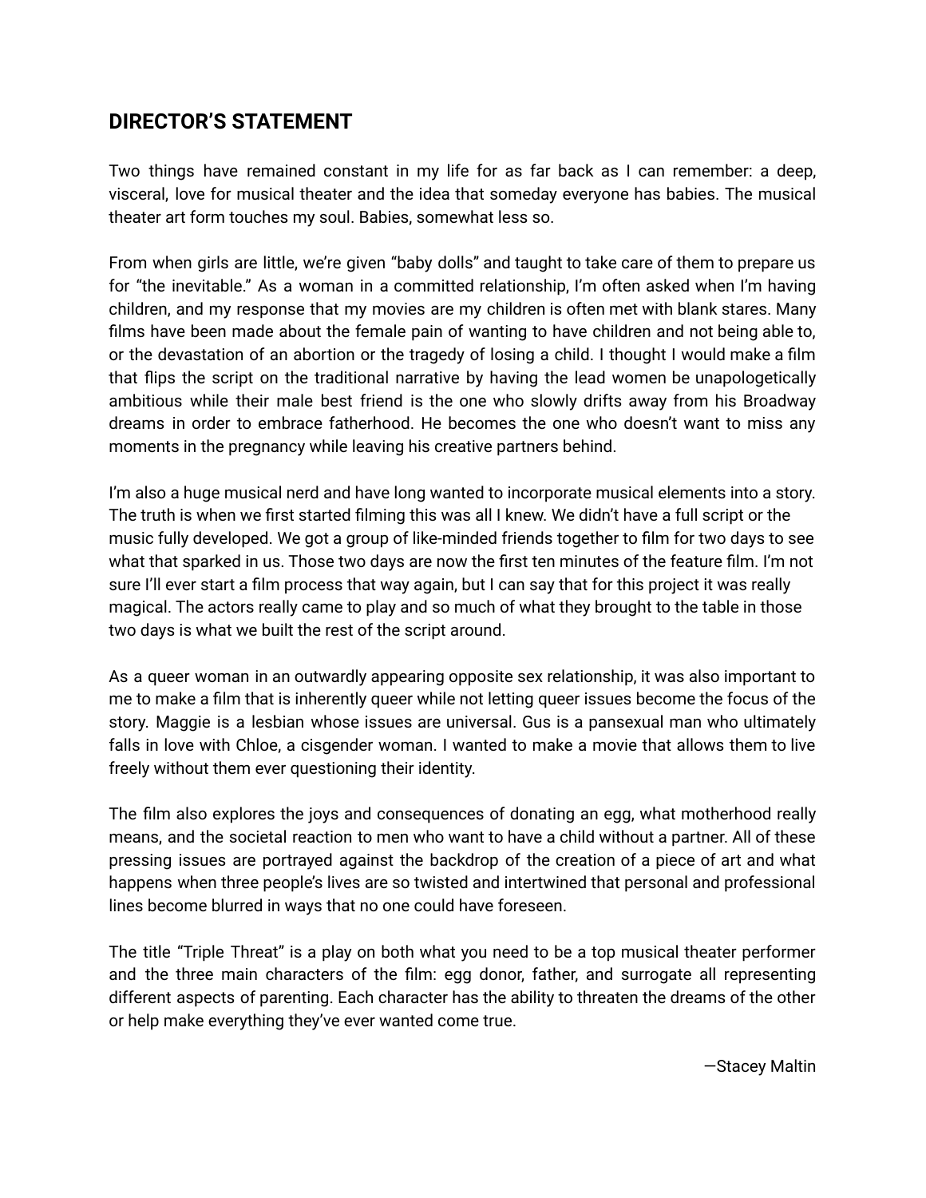## DIRECTOR'S STATEMENT

Two things have remained constant in my life for as far back as I can remember: a deep, visceral, love for musical theater and the idea that someday everyone has babies. The musical theater art form touches my soul. Babies, somewhat less so.

From when girls are little, we're given "baby dolls" and taught to take care of them to prepare us for "the inevitable." As a woman in a committed relationship, I'm often asked when I'm having children, and my response that my movies are my children is often met with blank stares. Many films have been made about the female pain of wanting to have children and not being able to, or the devastation of an abortion or the tragedy of losing a child. I thought I would make a film that flips the script on the traditional narrative by having the lead women be unapologetically ambitious while their male best friend is the one who slowly drifts away from his Broadway dreams in order to embrace fatherhood. He becomes the one who doesn't want to miss any moments in the pregnancy while leaving his creative partners behind.

I'm also a huge musical nerd and have long wanted to incorporate musical elements into a story. The truth is when we first started filming this was all I knew. We didn't have a full script or the music fully developed. We got a group of like-minded friends together to film for two days to see what that sparked in us. Those two days are now the first ten minutes of the feature film. I'm not sure I'll ever start a film process that way again, but I can say that for this project it was really magical. The actors really came to play and so much of what they brought to the table in those two days is what we built the rest of the script around.

As a queer woman in an outwardly appearing opposite sex relationship, it was also important to me to make a film that is inherently queer while not letting queer issues become the focus of the story. Maggie is a lesbian whose issues are universal. Gus is a pansexual man who ultimately falls in love with Chloe, a cisgender woman. I wanted to make a movie that allows them to live freely without them ever questioning their identity.

The film also explores the joys and consequences of donating an egg, what motherhood really means, and the societal reaction to men who want to have a child without a partner. All of these pressing issues are portrayed against the backdrop of the creation of a piece of art and what happens when three people's lives are so twisted and intertwined that personal and professional lines become blurred in ways that no one could have foreseen.

The title "Triple Threat" is a play on both what you need to be a top musical theater performer and the three main characters of the film: egg donor, father, and surrogate all representing different aspects of parenting. Each character has the ability to threaten the dreams of the other or help make everything they've ever wanted come true.

—Stacey Maltin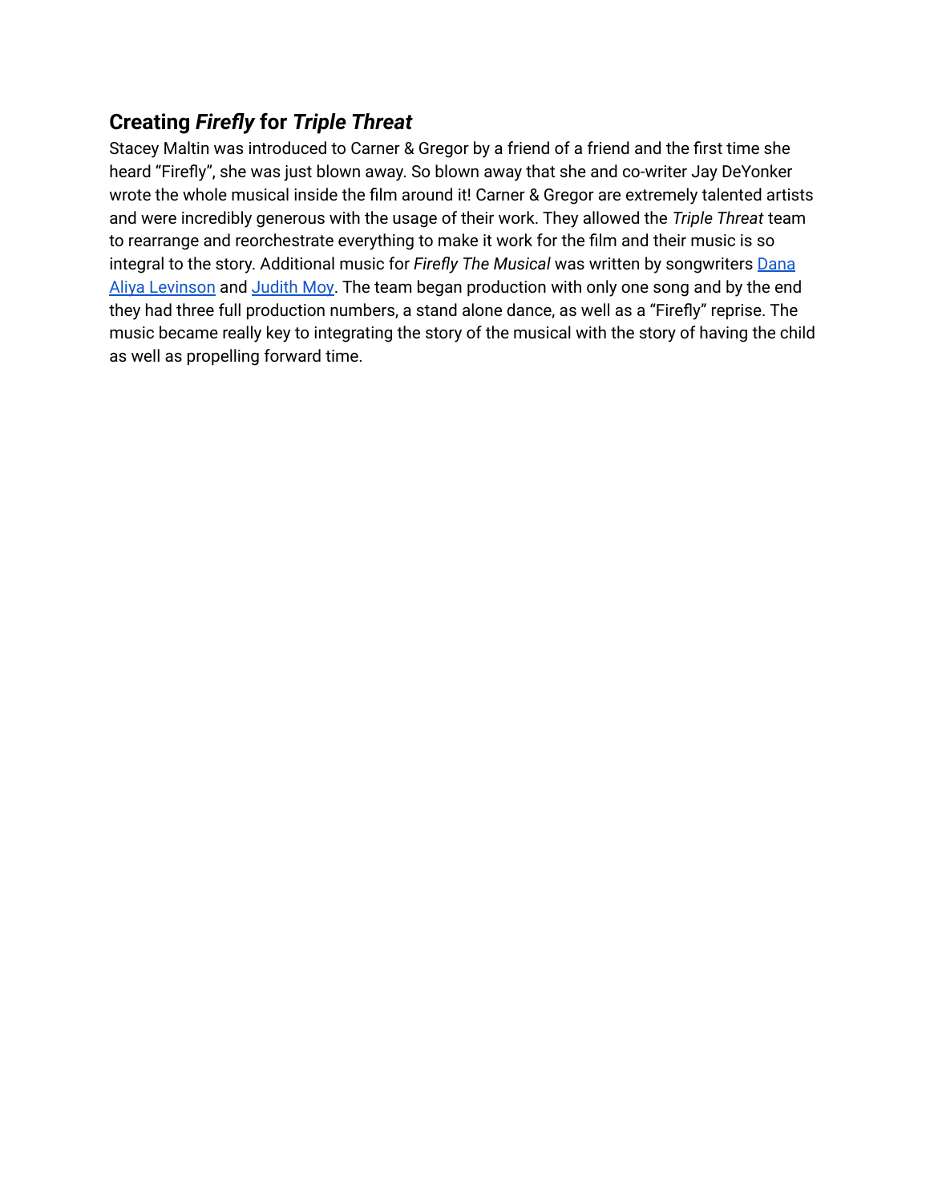## Creating *Firefly* for *Triple Threat*

Stacey Maltin was introduced to Carner & Gregor by a friend of a friend and the first time she heard "Firefly", she was just blown away. So blown away that she and co-writer Jay DeYonker wrote the whole musical inside the film around it! Carner & Gregor are extremely talented artists and were incredibly generous with the usage of their work. They allowed the *Triple Threat* team to rearrange and reorchestrate everything to make it work for the film and their music is so integral to the story. Additional music for *Firefly The Musical* was written by songwriters Dana Aliya Levinson and Judith Moy. The team began production with only one song and by the end they had three full production numbers, a stand alone dance, as well as a "Firefly" reprise. The music became really key to integrating the story of the musical with the story of having the child as well as propelling forward time.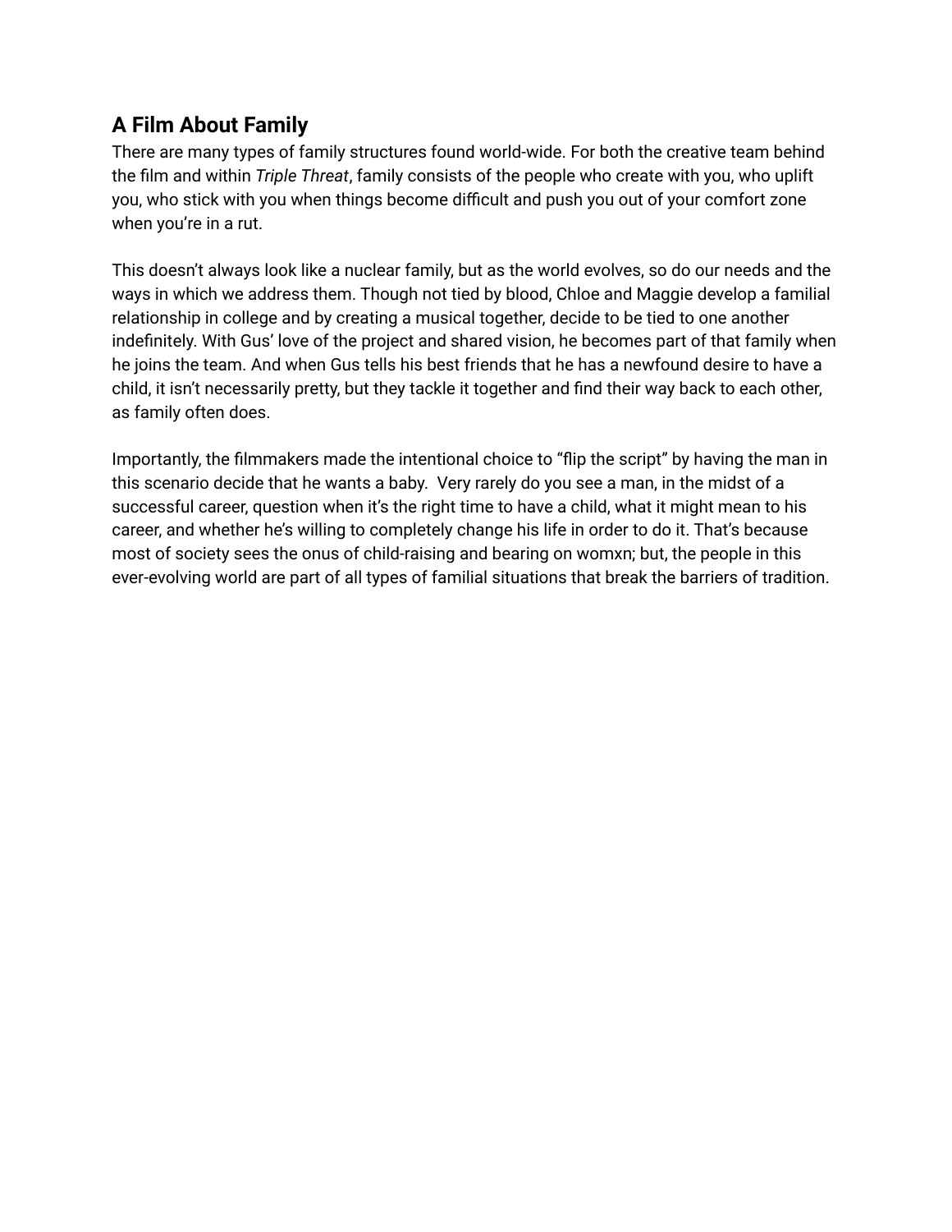## A Film About Family

There are many types of family structures found world-wide. For both the creative team behind the film and within *Triple Threat*, family consists of the people who create with you, who uplift you, who stick with you when things become difficult and push you out of your comfort zone when you're in a rut.

This doesn't always look like a nuclear family, but as the world evolves, so do our needs and the ways in which we address them. Though not tied by blood, Chloe and Maggie develop a familial relationship in college and by creating a musical together, decide to be tied to one another indefinitely. With Gus' love of the project and shared vision, he becomes part of that family when he joins the team. And when Gus tells his best friends that he has a newfound desire to have a child, it isn't necessarily pretty, but they tackle it together and find their way back to each other, as family often does.

Importantly, the filmmakers made the intentional choice to "flip the script" by having the man in this scenario decide that he wants a baby. Very rarely do you see a man, in the midst of a successful career, question when it's the right time to have a child, what it might mean to his career, and whether he's willing to completely change his life in order to do it. That's because most of society sees the onus of child-raising and bearing on womxn; but, the people in this ever-evolving world are part of all types of familial situations that break the barriers of tradition.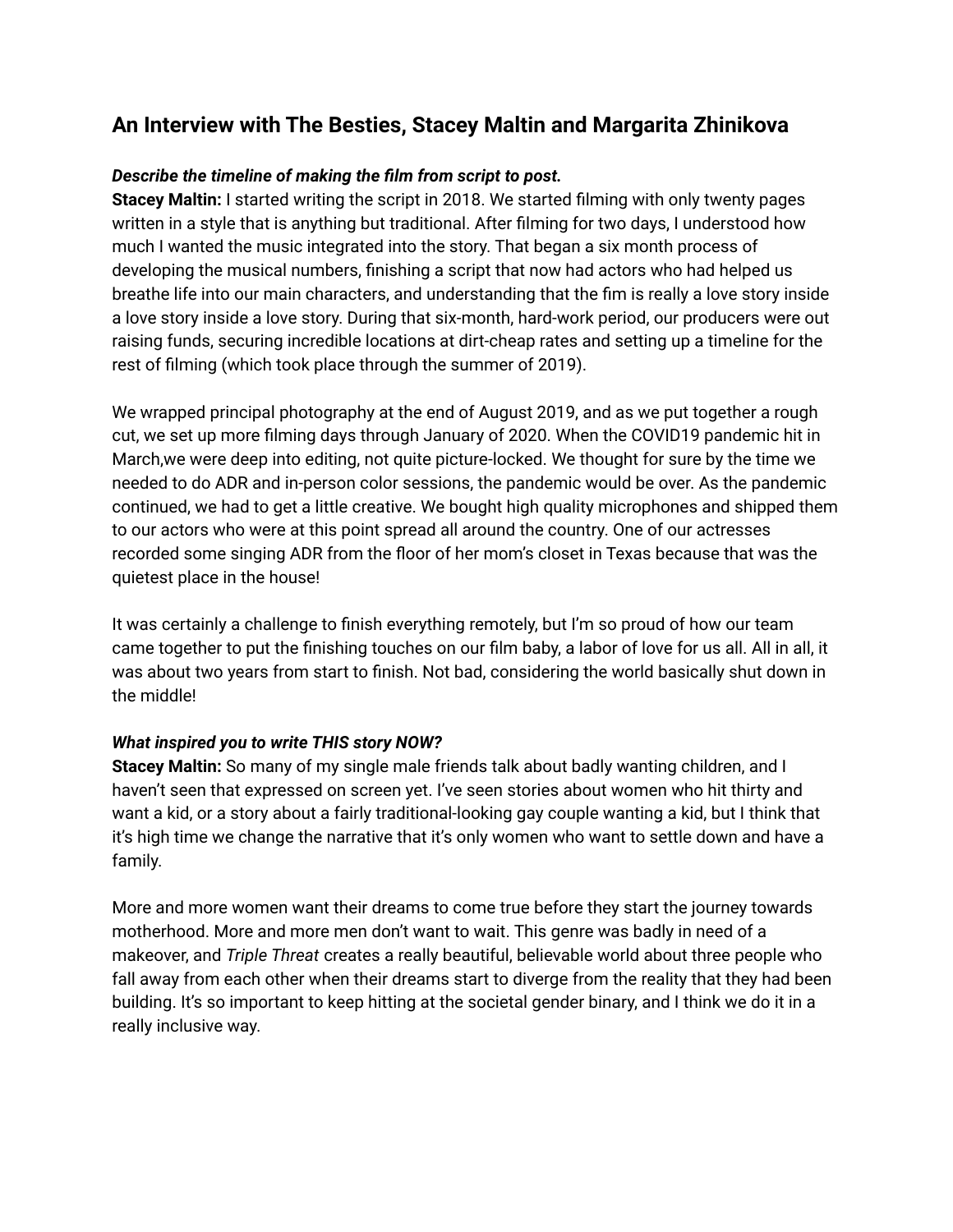## An Interview with The Besties, Stacey Maltin and Margarita Zhinikova

***Describe the timeline of making the film from script to post.***

**Stacey Maltin:** I started writing the script in 2018. We started filming with only twenty pages written in a style that is anything but traditional. After filming for two days, I understood how much I wanted the music integrated into the story. That began a six month process of developing the musical numbers, finishing a script that now had actors who had helped us breathe life into our main characters, and understanding that the fim is really a love story inside a love story inside a love story. During that six-month, hard-work period, our producers were out raising funds, securing incredible locations at dirt-cheap rates and setting up a timeline for the rest of filming (which took place through the summer of 2019).

We wrapped principal photography at the end of August 2019, and as we put together a rough cut, we set up more filming days through January of 2020. When the COVID19 pandemic hit in March,we were deep into editing, not quite picture-locked. We thought for sure by the time we needed to do ADR and in-person color sessions, the pandemic would be over. As the pandemic continued, we had to get a little creative. We bought high quality microphones and shipped them to our actors who were at this point spread all around the country. One of our actresses recorded some singing ADR from the floor of her mom's closet in Texas because that was the quietest place in the house!

It was certainly a challenge to finish everything remotely, but I'm so proud of how our team came together to put the finishing touches on our film baby, a labor of love for us all. All in all, it was about two years from start to finish. Not bad, considering the world basically shut down in the middle!

***What inspired you to write THIS story NOW?***

**Stacey Maltin:** So many of my single male friends talk about badly wanting children, and I haven't seen that expressed on screen yet. I've seen stories about women who hit thirty and want a kid, or a story about a fairly traditional-looking gay couple wanting a kid, but I think that it's high time we change the narrative that it's only women who want to settle down and have a family.

More and more women want their dreams to come true before they start the journey towards motherhood. More and more men don't want to wait. This genre was badly in need of a makeover, and *Triple Threat* creates a really beautiful, believable world about three people who fall away from each other when their dreams start to diverge from the reality that they had been building. It's so important to keep hitting at the societal gender binary, and I think we do it in a really inclusive way.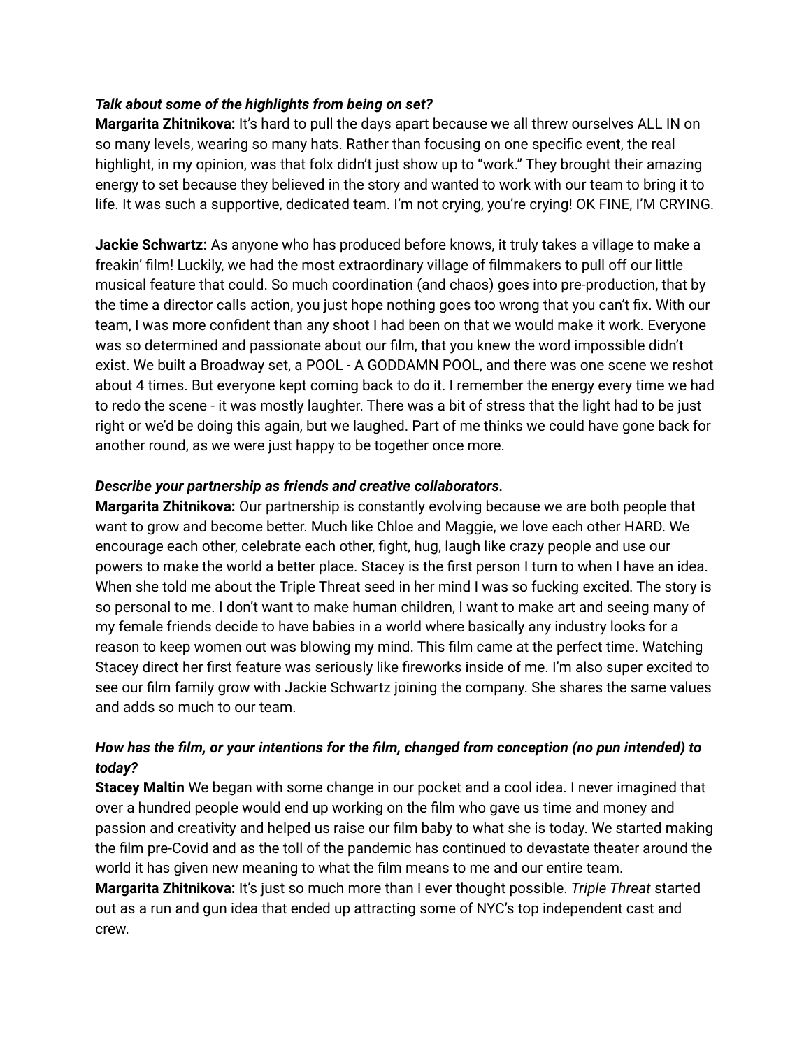***Talk about some of the highlights from being on set?***
**Margarita Zhitnikova:** It's hard to pull the days apart because we all threw ourselves ALL IN on so many levels, wearing so many hats. Rather than focusing on one specific event, the real highlight, in my opinion, was that folx didn't just show up to "work." They brought their amazing energy to set because they believed in the story and wanted to work with our team to bring it to life. It was such a supportive, dedicated team. I'm not crying, you're crying! OK FINE, I'M CRYING.

**Jackie Schwartz:** As anyone who has produced before knows, it truly takes a village to make a freakin' film! Luckily, we had the most extraordinary village of filmmakers to pull off our little musical feature that could. So much coordination (and chaos) goes into pre-production, that by the time a director calls action, you just hope nothing goes too wrong that you can't fix. With our team, I was more confident than any shoot I had been on that we would make it work. Everyone was so determined and passionate about our film, that you knew the word impossible didn't exist. We built a Broadway set, a POOL - A GODDAMN POOL, and there was one scene we reshot about 4 times. But everyone kept coming back to do it. I remember the energy every time we had to redo the scene - it was mostly laughter. There was a bit of stress that the light had to be just right or we'd be doing this again, but we laughed. Part of me thinks we could have gone back for another round, as we were just happy to be together once more.

***Describe your partnership as friends and creative collaborators.***
**Margarita Zhitnikova:** Our partnership is constantly evolving because we are both people that want to grow and become better. Much like Chloe and Maggie, we love each other HARD. We encourage each other, celebrate each other, fight, hug, laugh like crazy people and use our powers to make the world a better place. Stacey is the first person I turn to when I have an idea. When she told me about the Triple Threat seed in her mind I was so fucking excited. The story is so personal to me. I don't want to make human children, I want to make art and seeing many of my female friends decide to have babies in a world where basically any industry looks for a reason to keep women out was blowing my mind. This film came at the perfect time. Watching Stacey direct her first feature was seriously like fireworks inside of me. I'm also super excited to see our film family grow with Jackie Schwartz joining the company. She shares the same values and adds so much to our team.

***How has the film, or your intentions for the film, changed from conception (no pun intended) to today?***
**Stacey Maltin** We began with some change in our pocket and a cool idea. I never imagined that over a hundred people would end up working on the film who gave us time and money and passion and creativity and helped us raise our film baby to what she is today. We started making the film pre-Covid and as the toll of the pandemic has continued to devastate theater around the world it has given new meaning to what the film means to me and our entire team.
**Margarita Zhitnikova:** It's just so much more than I ever thought possible. *Triple Threat* started out as a run and gun idea that ended up attracting some of NYC's top independent cast and crew.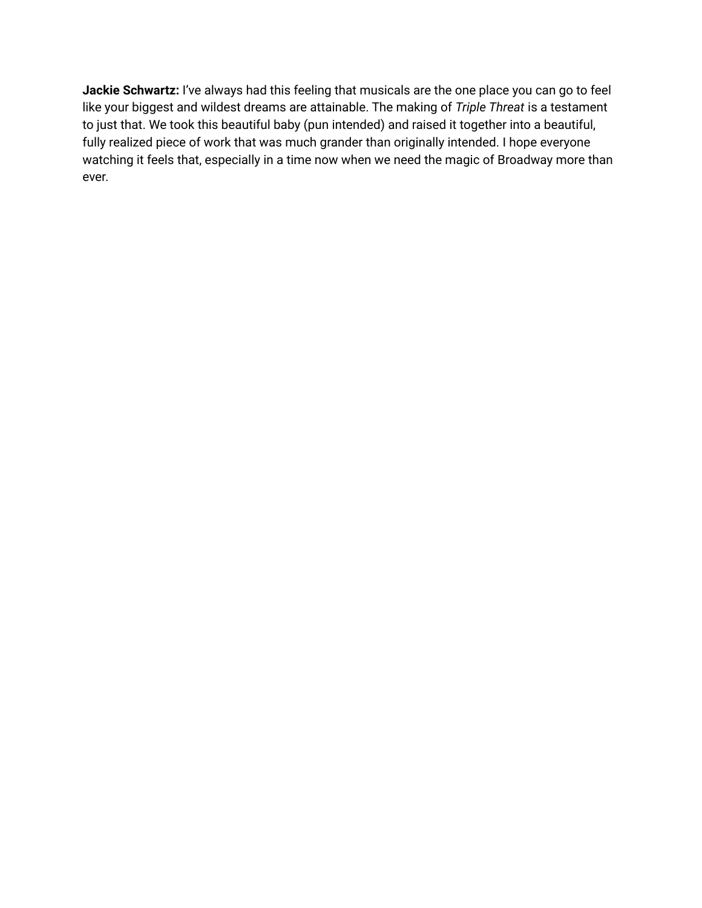**Jackie Schwartz:** I've always had this feeling that musicals are the one place you can go to feel like your biggest and wildest dreams are attainable. The making of *Triple Threat* is a testament to just that. We took this beautiful baby (pun intended) and raised it together into a beautiful, fully realized piece of work that was much grander than originally intended. I hope everyone watching it feels that, especially in a time now when we need the magic of Broadway more than ever.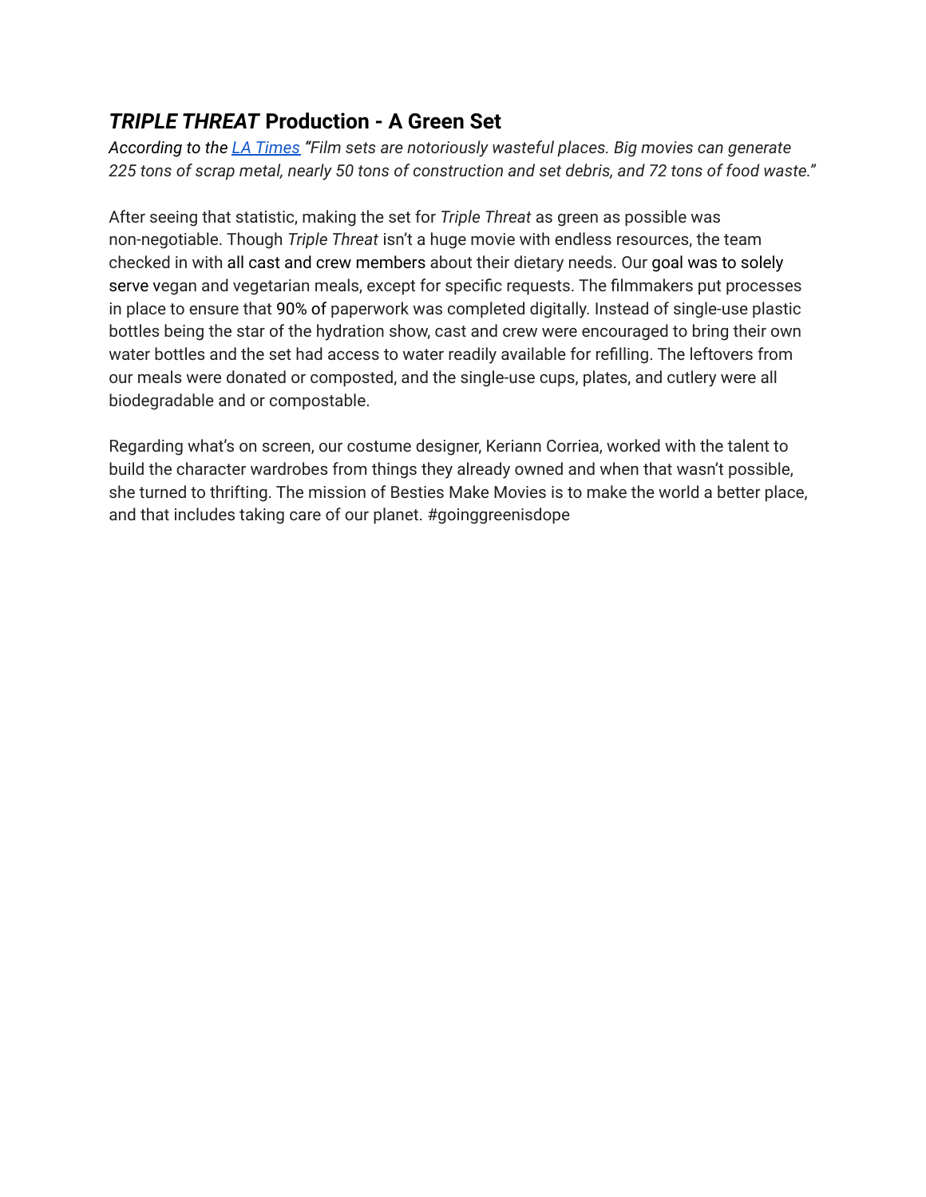## ***TRIPLE THREAT*** **Production - A Green Set**

*According to the [LA Times](LA Times) "Film sets are notoriously wasteful places. Big movies can generate 225 tons of scrap metal, nearly 50 tons of construction and set debris, and 72 tons of food waste."*

After seeing that statistic, making the set for *Triple Threat* as green as possible was non-negotiable. Though *Triple Threat* isn't a huge movie with endless resources, the team checked in with all cast and crew members about their dietary needs. Our goal was to solely serve vegan and vegetarian meals, except for specific requests. The filmmakers put processes in place to ensure that 90% of paperwork was completed digitally. Instead of single-use plastic bottles being the star of the hydration show, cast and crew were encouraged to bring their own water bottles and the set had access to water readily available for refilling. The leftovers from our meals were donated or composted, and the single-use cups, plates, and cutlery were all biodegradable and or compostable.

Regarding what's on screen, our costume designer, Keriann Corriea, worked with the talent to build the character wardrobes from things they already owned and when that wasn't possible, she turned to thrifting. The mission of Besties Make Movies is to make the world a better place, and that includes taking care of our planet. #goinggreenisdope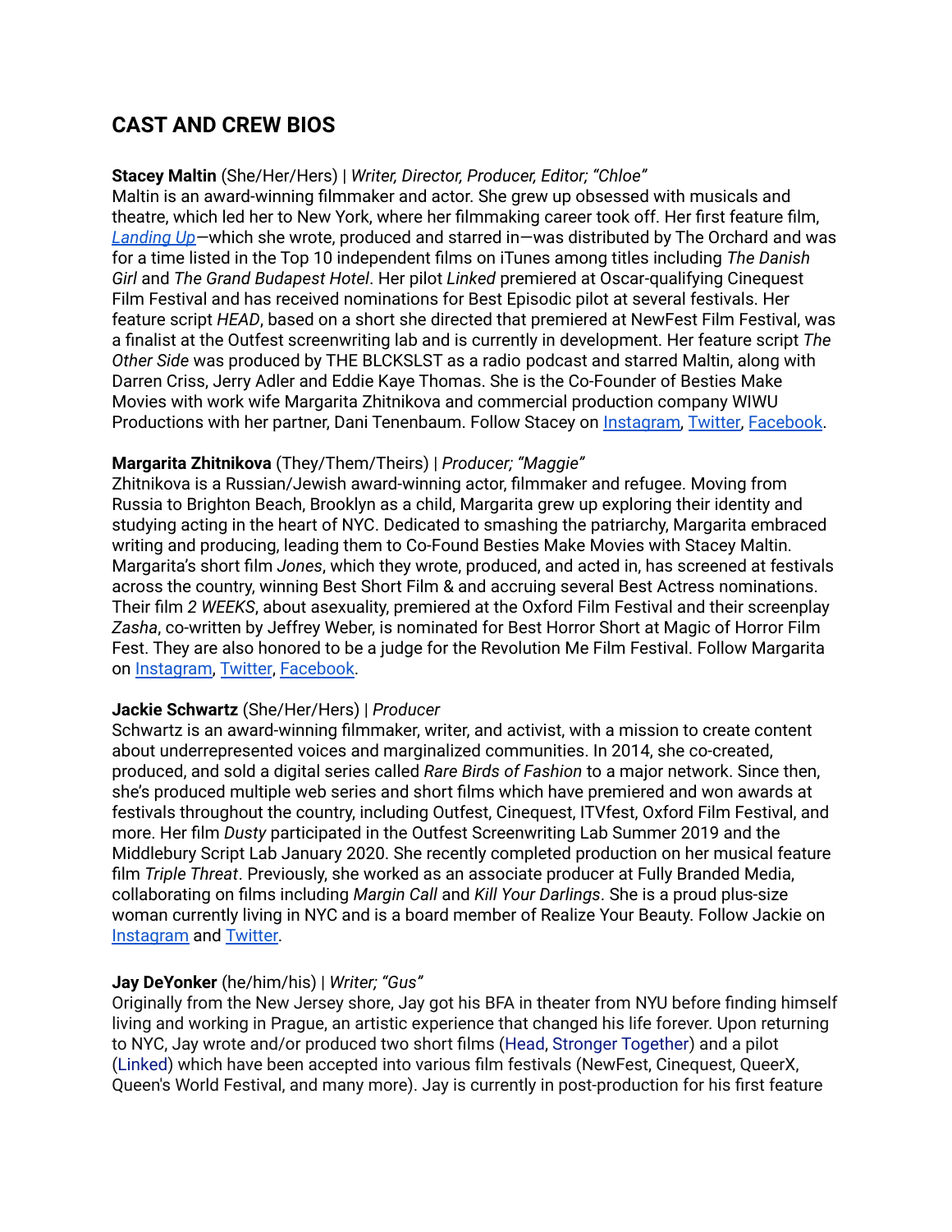## CAST AND CREW BIOS

**Stacey Maltin** (She/Her/Hers) | *Writer, Director, Producer, Editor; "Chloe"*
Maltin is an award-winning filmmaker and actor. She grew up obsessed with musicals and theatre, which led her to New York, where her filmmaking career took off. Her first feature film, *Landing Up*—which she wrote, produced and starred in—was distributed by The Orchard and was for a time listed in the Top 10 independent films on iTunes among titles including *The Danish Girl* and *The Grand Budapest Hotel*. Her pilot *Linked* premiered at Oscar-qualifying Cinequest Film Festival and has received nominations for Best Episodic pilot at several festivals. Her feature script *HEAD*, based on a short she directed that premiered at NewFest Film Festival, was a finalist at the Outfest screenwriting lab and is currently in development. Her feature script *The Other Side* was produced by THE BLCKSLST as a radio podcast and starred Maltin, along with Darren Criss, Jerry Adler and Eddie Kaye Thomas. She is the Co-Founder of Besties Make Movies with work wife Margarita Zhitnikova and commercial production company WIWU Productions with her partner, Dani Tenenbaum. Follow Stacey on Instagram, Twitter, Facebook.

**Margarita Zhitnikova** (They/Them/Theirs) | *Producer; "Maggie"*
Zhitnikova is a Russian/Jewish award-winning actor, filmmaker and refugee. Moving from Russia to Brighton Beach, Brooklyn as a child, Margarita grew up exploring their identity and studying acting in the heart of NYC. Dedicated to smashing the patriarchy, Margarita embraced writing and producing, leading them to Co-Found Besties Make Movies with Stacey Maltin. Margarita's short film *Jones*, which they wrote, produced, and acted in, has screened at festivals across the country, winning Best Short Film & and accruing several Best Actress nominations. Their film *2 WEEKS*, about asexuality, premiered at the Oxford Film Festival and their screenplay *Zasha*, co-written by Jeffrey Weber, is nominated for Best Horror Short at Magic of Horror Film Fest. They are also honored to be a judge for the Revolution Me Film Festival. Follow Margarita on Instagram, Twitter, Facebook.

**Jackie Schwartz** (She/Her/Hers) | *Producer*
Schwartz is an award-winning filmmaker, writer, and activist, with a mission to create content about underrepresented voices and marginalized communities. In 2014, she co-created, produced, and sold a digital series called *Rare Birds of Fashion* to a major network. Since then, she's produced multiple web series and short films which have premiered and won awards at festivals throughout the country, including Outfest, Cinequest, ITVfest, Oxford Film Festival, and more. Her film *Dusty* participated in the Outfest Screenwriting Lab Summer 2019 and the Middlebury Script Lab January 2020. She recently completed production on her musical feature film *Triple Threat*. Previously, she worked as an associate producer at Fully Branded Media, collaborating on films including *Margin Call* and *Kill Your Darlings*. She is a proud plus-size woman currently living in NYC and is a board member of Realize Your Beauty. Follow Jackie on Instagram and Twitter.

**Jay DeYonker** (he/him/his) | *Writer; "Gus"*
Originally from the New Jersey shore, Jay got his BFA in theater from NYU before finding himself living and working in Prague, an artistic experience that changed his life forever. Upon returning to NYC, Jay wrote and/or produced two short films (Head, Stronger Together) and a pilot (Linked) which have been accepted into various film festivals (NewFest, Cinequest, QueerX, Queen's World Festival, and many more). Jay is currently in post-production for his first feature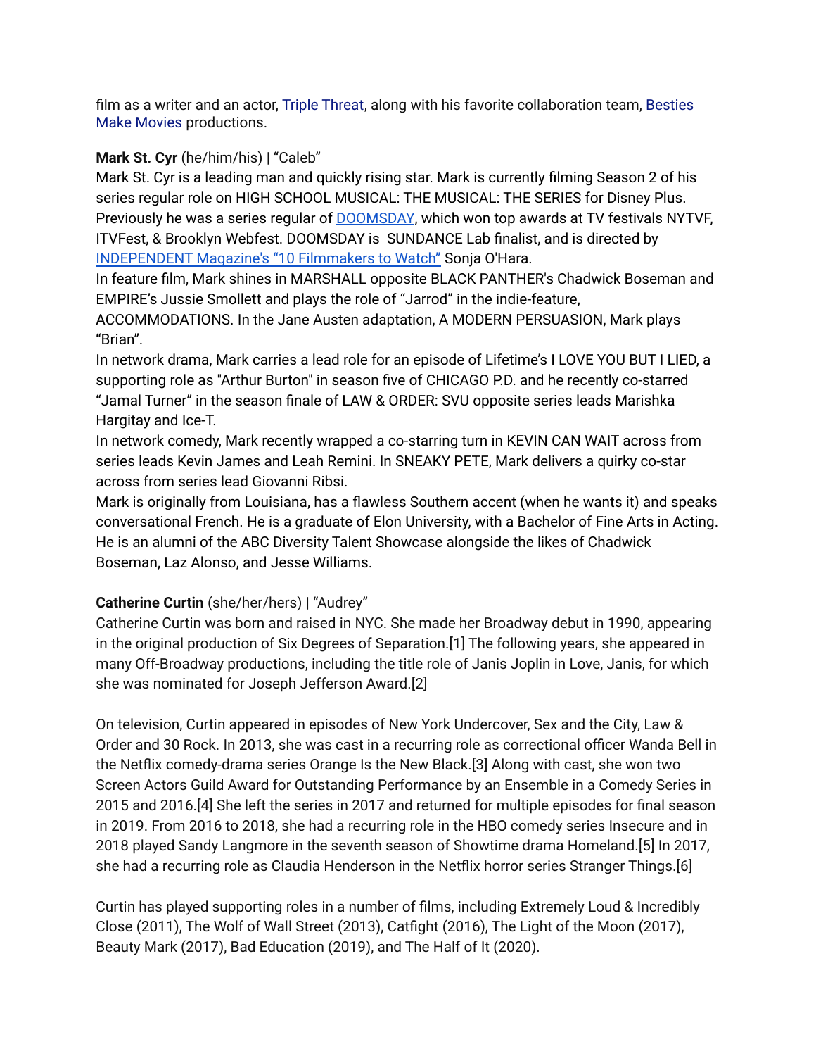film as a writer and an actor, Triple Threat, along with his favorite collaboration team, Besties Make Movies productions.

**Mark St. Cyr** (he/him/his) | "Caleb"
Mark St. Cyr is a leading man and quickly rising star. Mark is currently filming Season 2 of his series regular role on HIGH SCHOOL MUSICAL: THE MUSICAL: THE SERIES for Disney Plus. Previously he was a series regular of DOOMSDAY, which won top awards at TV festivals NYTVF, ITVFest, & Brooklyn Webfest. DOOMSDAY is SUNDANCE Lab finalist, and is directed by INDEPENDENT Magazine's "10 Filmmakers to Watch" Sonja O'Hara.
In feature film, Mark shines in MARSHALL opposite BLACK PANTHER's Chadwick Boseman and EMPIRE's Jussie Smollett and plays the role of "Jarrod" in the indie-feature, ACCOMMODATIONS. In the Jane Austen adaptation, A MODERN PERSUASION, Mark plays "Brian".
In network drama, Mark carries a lead role for an episode of Lifetime's I LOVE YOU BUT I LIED, a supporting role as "Arthur Burton" in season five of CHICAGO P.D. and he recently co-starred "Jamal Turner" in the season finale of LAW & ORDER: SVU opposite series leads Marishka Hargitay and Ice-T.
In network comedy, Mark recently wrapped a co-starring turn in KEVIN CAN WAIT across from series leads Kevin James and Leah Remini. In SNEAKY PETE, Mark delivers a quirky co-star across from series lead Giovanni Ribsi.
Mark is originally from Louisiana, has a flawless Southern accent (when he wants it) and speaks conversational French. He is a graduate of Elon University, with a Bachelor of Fine Arts in Acting. He is an alumni of the ABC Diversity Talent Showcase alongside the likes of Chadwick Boseman, Laz Alonso, and Jesse Williams.

**Catherine Curtin** (she/her/hers) | "Audrey"
Catherine Curtin was born and raised in NYC. She made her Broadway debut in 1990, appearing in the original production of Six Degrees of Separation.[1] The following years, she appeared in many Off-Broadway productions, including the title role of Janis Joplin in Love, Janis, for which she was nominated for Joseph Jefferson Award.[2]

On television, Curtin appeared in episodes of New York Undercover, Sex and the City, Law & Order and 30 Rock. In 2013, she was cast in a recurring role as correctional officer Wanda Bell in the Netflix comedy-drama series Orange Is the New Black.[3] Along with cast, she won two Screen Actors Guild Award for Outstanding Performance by an Ensemble in a Comedy Series in 2015 and 2016.[4] She left the series in 2017 and returned for multiple episodes for final season in 2019. From 2016 to 2018, she had a recurring role in the HBO comedy series Insecure and in 2018 played Sandy Langmore in the seventh season of Showtime drama Homeland.[5] In 2017, she had a recurring role as Claudia Henderson in the Netflix horror series Stranger Things.[6]

Curtin has played supporting roles in a number of films, including Extremely Loud & Incredibly Close (2011), The Wolf of Wall Street (2013), Catfight (2016), The Light of the Moon (2017), Beauty Mark (2017), Bad Education (2019), and The Half of It (2020).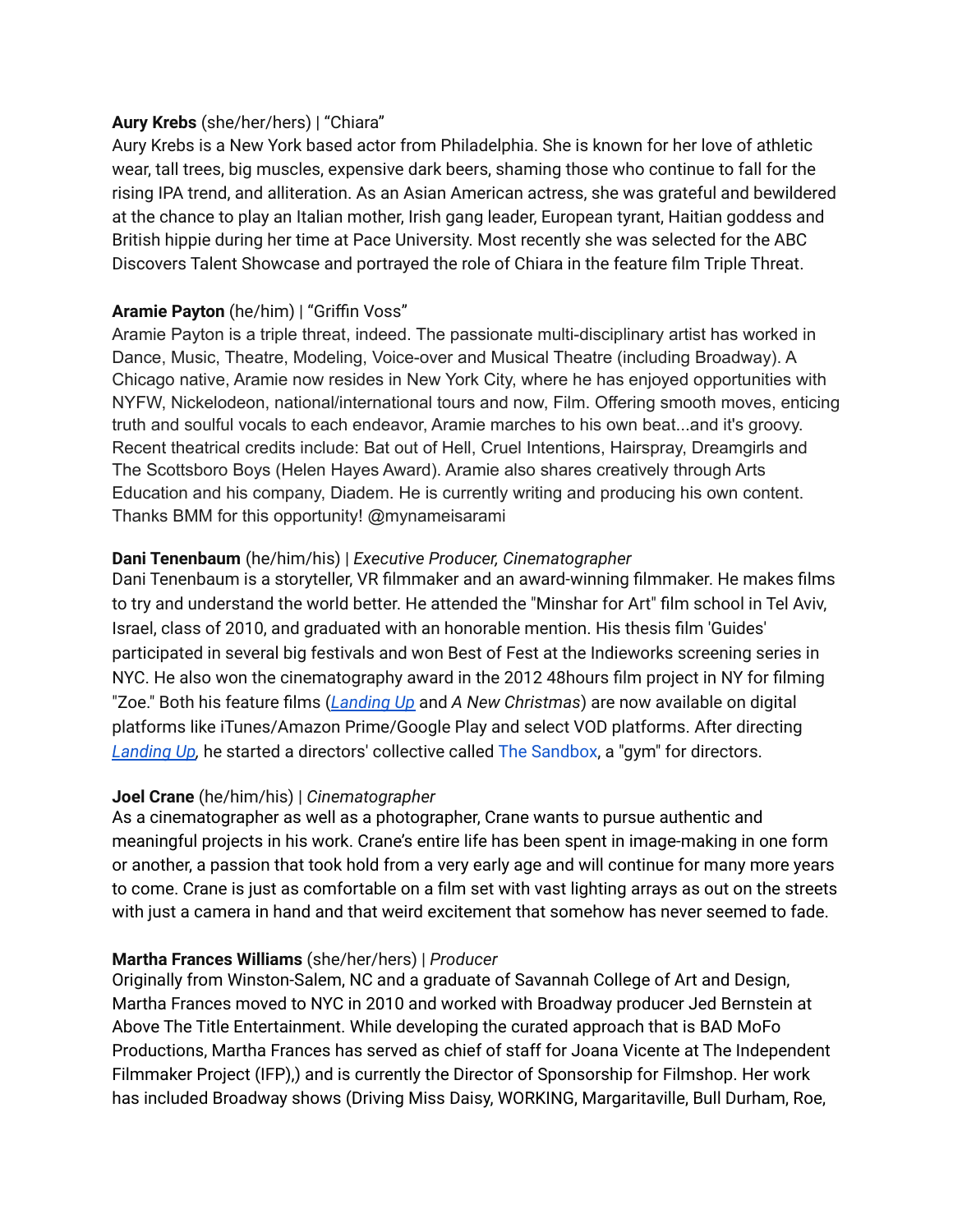**Aury Krebs** (she/her/hers) | "Chiara"
Aury Krebs is a New York based actor from Philadelphia. She is known for her love of athletic wear, tall trees, big muscles, expensive dark beers, shaming those who continue to fall for the rising IPA trend, and alliteration. As an Asian American actress, she was grateful and bewildered at the chance to play an Italian mother, Irish gang leader, European tyrant, Haitian goddess and British hippie during her time at Pace University. Most recently she was selected for the ABC Discovers Talent Showcase and portrayed the role of Chiara in the feature film Triple Threat.

**Aramie Payton** (he/him) | "Griffin Voss"
Aramie Payton is a triple threat, indeed. The passionate multi-disciplinary artist has worked in Dance, Music, Theatre, Modeling, Voice-over and Musical Theatre (including Broadway). A Chicago native, Aramie now resides in New York City, where he has enjoyed opportunities with NYFW, Nickelodeon, national/international tours and now, Film. Offering smooth moves, enticing truth and soulful vocals to each endeavor, Aramie marches to his own beat...and it's groovy. Recent theatrical credits include: Bat out of Hell, Cruel Intentions, Hairspray, Dreamgirls and The Scottsboro Boys (Helen Hayes Award). Aramie also shares creatively through Arts Education and his company, Diadem. He is currently writing and producing his own content. Thanks BMM for this opportunity! @mynameisarami

**Dani Tenenbaum** (he/him/his) | *Executive Producer, Cinematographer*
Dani Tenenbaum is a storyteller, VR filmmaker and an award-winning filmmaker. He makes films to try and understand the world better. He attended the "Minshar for Art" film school in Tel Aviv, Israel, class of 2010, and graduated with an honorable mention. His thesis film 'Guides' participated in several big festivals and won Best of Fest at the Indieworks screening series in NYC. He also won the cinematography award in the 2012 48hours film project in NY for filming "Zoe." Both his feature films (*Landing Up* and *A New Christmas*) are now available on digital platforms like iTunes/Amazon Prime/Google Play and select VOD platforms. After directing *Landing Up,* he started a directors' collective called The Sandbox, a "gym" for directors.

**Joel Crane** (he/him/his) | *Cinematographer*
As a cinematographer as well as a photographer, Crane wants to pursue authentic and meaningful projects in his work. Crane's entire life has been spent in image-making in one form or another, a passion that took hold from a very early age and will continue for many more years to come. Crane is just as comfortable on a film set with vast lighting arrays as out on the streets with just a camera in hand and that weird excitement that somehow has never seemed to fade.

**Martha Frances Williams** (she/her/hers) | *Producer*
Originally from Winston-Salem, NC and a graduate of Savannah College of Art and Design, Martha Frances moved to NYC in 2010 and worked with Broadway producer Jed Bernstein at Above The Title Entertainment. While developing the curated approach that is BAD MoFo Productions, Martha Frances has served as chief of staff for Joana Vicente at The Independent Filmmaker Project (IFP),) and is currently the Director of Sponsorship for Filmshop. Her work has included Broadway shows (Driving Miss Daisy, WORKING, Margaritaville, Bull Durham, Roe,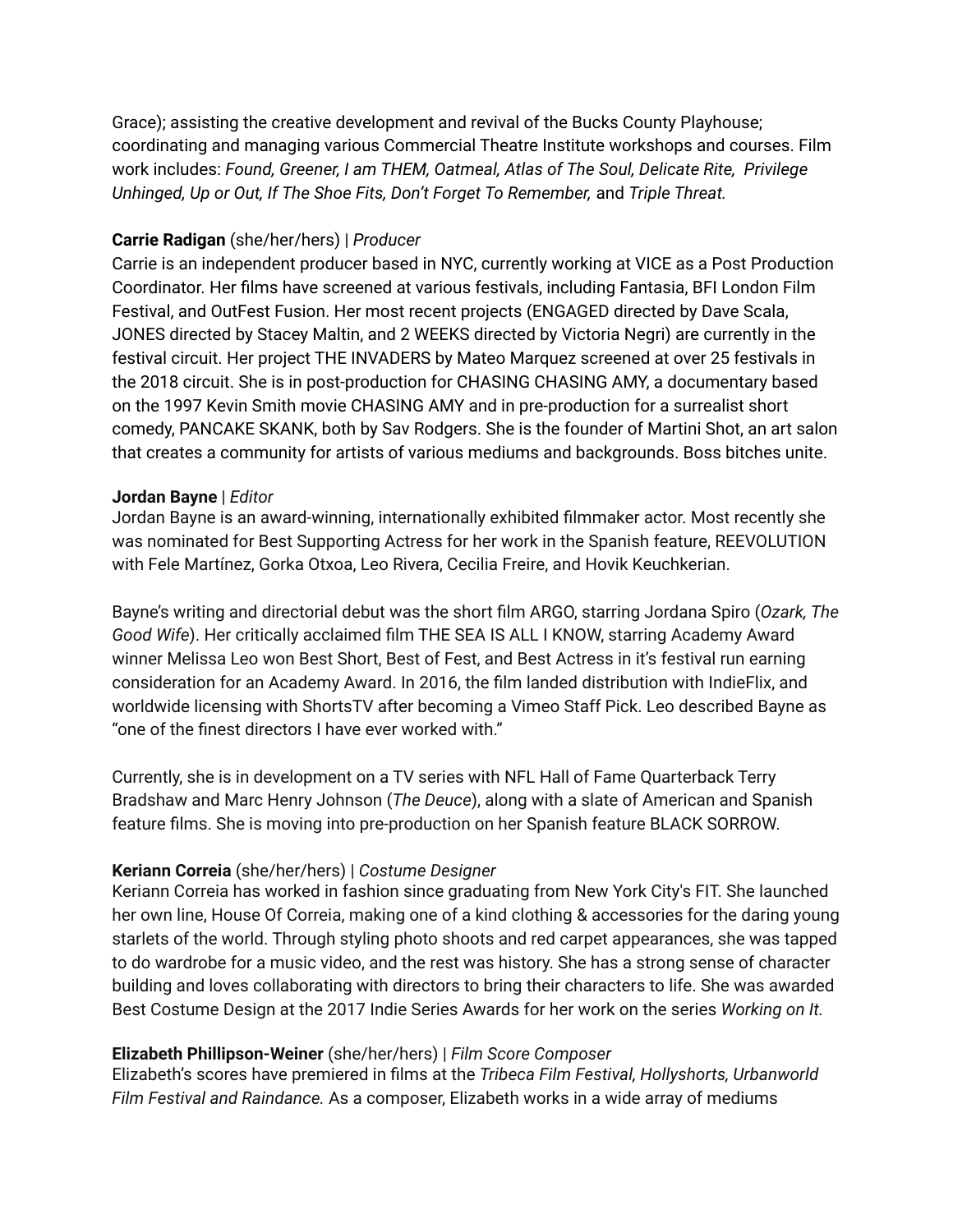Grace); assisting the creative development and revival of the Bucks County Playhouse; coordinating and managing various Commercial Theatre Institute workshops and courses. Film work includes: *Found, Greener, I am THEM, Oatmeal, Atlas of The Soul, Delicate Rite, Privilege Unhinged, Up or Out, If The Shoe Fits, Don't Forget To Remember,* and *Triple Threat.*

**Carrie Radigan** (she/her/hers) | *Producer*
Carrie is an independent producer based in NYC, currently working at VICE as a Post Production Coordinator. Her films have screened at various festivals, including Fantasia, BFI London Film Festival, and OutFest Fusion. Her most recent projects (ENGAGED directed by Dave Scala, JONES directed by Stacey Maltin, and 2 WEEKS directed by Victoria Negri) are currently in the festival circuit. Her project THE INVADERS by Mateo Marquez screened at over 25 festivals in the 2018 circuit. She is in post-production for CHASING CHASING AMY, a documentary based on the 1997 Kevin Smith movie CHASING AMY and in pre-production for a surrealist short comedy, PANCAKE SKANK, both by Sav Rodgers. She is the founder of Martini Shot, an art salon that creates a community for artists of various mediums and backgrounds. Boss bitches unite.

**Jordan Bayne** | *Editor*
Jordan Bayne is an award-winning, internationally exhibited filmmaker actor. Most recently she was nominated for Best Supporting Actress for her work in the Spanish feature, REEVOLUTION with Fele Martínez, Gorka Otxoa, Leo Rivera, Cecilia Freire, and Hovik Keuchkerian.

Bayne's writing and directorial debut was the short film ARGO, starring Jordana Spiro (*Ozark, The Good Wife*). Her critically acclaimed film THE SEA IS ALL I KNOW, starring Academy Award winner Melissa Leo won Best Short, Best of Fest, and Best Actress in it's festival run earning consideration for an Academy Award. In 2016, the film landed distribution with IndieFlix, and worldwide licensing with ShortsTV after becoming a Vimeo Staff Pick. Leo described Bayne as "one of the finest directors I have ever worked with."

Currently, she is in development on a TV series with NFL Hall of Fame Quarterback Terry Bradshaw and Marc Henry Johnson (*The Deuce*), along with a slate of American and Spanish feature films. She is moving into pre-production on her Spanish feature BLACK SORROW.

**Keriann Correia** (she/her/hers) | *Costume Designer*
Keriann Correia has worked in fashion since graduating from New York City's FIT. She launched her own line, House Of Correia, making one of a kind clothing & accessories for the daring young starlets of the world. Through styling photo shoots and red carpet appearances, she was tapped to do wardrobe for a music video, and the rest was history. She has a strong sense of character building and loves collaborating with directors to bring their characters to life. She was awarded Best Costume Design at the 2017 Indie Series Awards for her work on the series *Working on It.*

**Elizabeth Phillipson-Weiner** (she/her/hers) | *Film Score Composer*
Elizabeth's scores have premiered in films at the *Tribeca Film Festival, Hollyshorts, Urbanworld Film Festival and Raindance.* As a composer, Elizabeth works in a wide array of mediums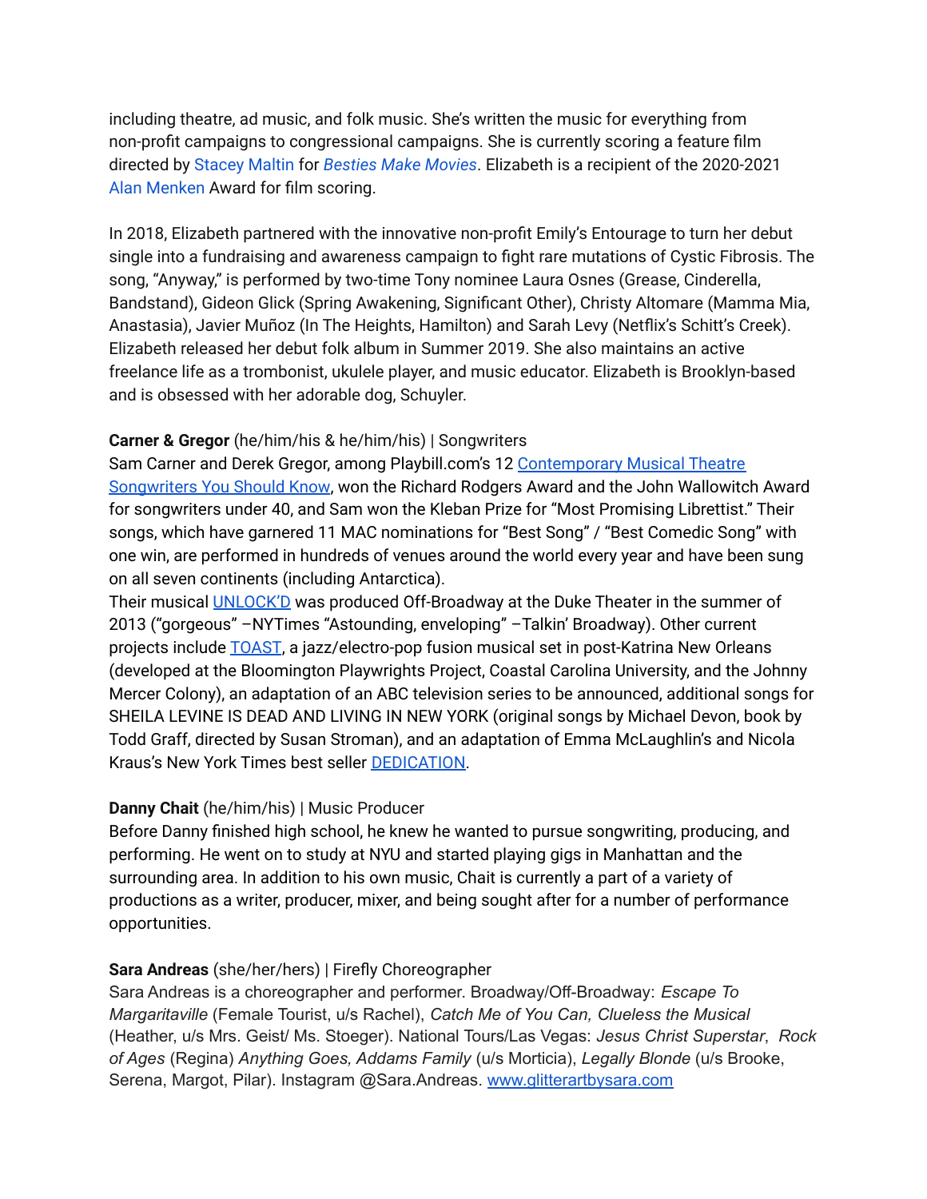including theatre, ad music, and folk music. She's written the music for everything from non-profit campaigns to congressional campaigns. She is currently scoring a feature film directed by Stacey Maltin for *Besties Make Movies*. Elizabeth is a recipient of the 2020-2021 Alan Menken Award for film scoring.

In 2018, Elizabeth partnered with the innovative non-profit Emily's Entourage to turn her debut single into a fundraising and awareness campaign to fight rare mutations of Cystic Fibrosis. The song, "Anyway," is performed by two-time Tony nominee Laura Osnes (Grease, Cinderella, Bandstand), Gideon Glick (Spring Awakening, Significant Other), Christy Altomare (Mamma Mia, Anastasia), Javier Muñoz (In The Heights, Hamilton) and Sarah Levy (Netflix's Schitt's Creek). Elizabeth released her debut folk album in Summer 2019. She also maintains an active freelance life as a trombonist, ukulele player, and music educator. Elizabeth is Brooklyn-based and is obsessed with her adorable dog, Schuyler.

**Carner & Gregor** (he/him/his & he/him/his) | Songwriters
Sam Carner and Derek Gregor, among Playbill.com's 12 Contemporary Musical Theatre Songwriters You Should Know, won the Richard Rodgers Award and the John Wallowitch Award for songwriters under 40, and Sam won the Kleban Prize for "Most Promising Librettist." Their songs, which have garnered 11 MAC nominations for "Best Song" / "Best Comedic Song" with one win, are performed in hundreds of venues around the world every year and have been sung on all seven continents (including Antarctica).
Their musical UNLOCK'D was produced Off-Broadway at the Duke Theater in the summer of 2013 ("gorgeous" –NYTimes "Astounding, enveloping" –Talkin' Broadway). Other current projects include TOAST, a jazz/electro-pop fusion musical set in post-Katrina New Orleans (developed at the Bloomington Playwrights Project, Coastal Carolina University, and the Johnny Mercer Colony), an adaptation of an ABC television series to be announced, additional songs for SHEILA LEVINE IS DEAD AND LIVING IN NEW YORK (original songs by Michael Devon, book by Todd Graff, directed by Susan Stroman), and an adaptation of Emma McLaughlin's and Nicola Kraus's New York Times best seller DEDICATION.

**Danny Chait** (he/him/his) | Music Producer
Before Danny finished high school, he knew he wanted to pursue songwriting, producing, and performing. He went on to study at NYU and started playing gigs in Manhattan and the surrounding area. In addition to his own music, Chait is currently a part of a variety of productions as a writer, producer, mixer, and being sought after for a number of performance opportunities.

**Sara Andreas** (she/her/hers) | Firefly Choreographer
Sara Andreas is a choreographer and performer. Broadway/Off-Broadway: *Escape To Margaritaville* (Female Tourist, u/s Rachel), *Catch Me of You Can, Clueless the Musical* (Heather, u/s Mrs. Geist/ Ms. Stoeger). National Tours/Las Vegas: *Jesus Christ Superstar*, *Rock of Ages* (Regina) *Anything Goes, Addams Family* (u/s Morticia), *Legally Blonde* (u/s Brooke, Serena, Margot, Pilar). Instagram @Sara.Andreas. www.glitterartbysara.com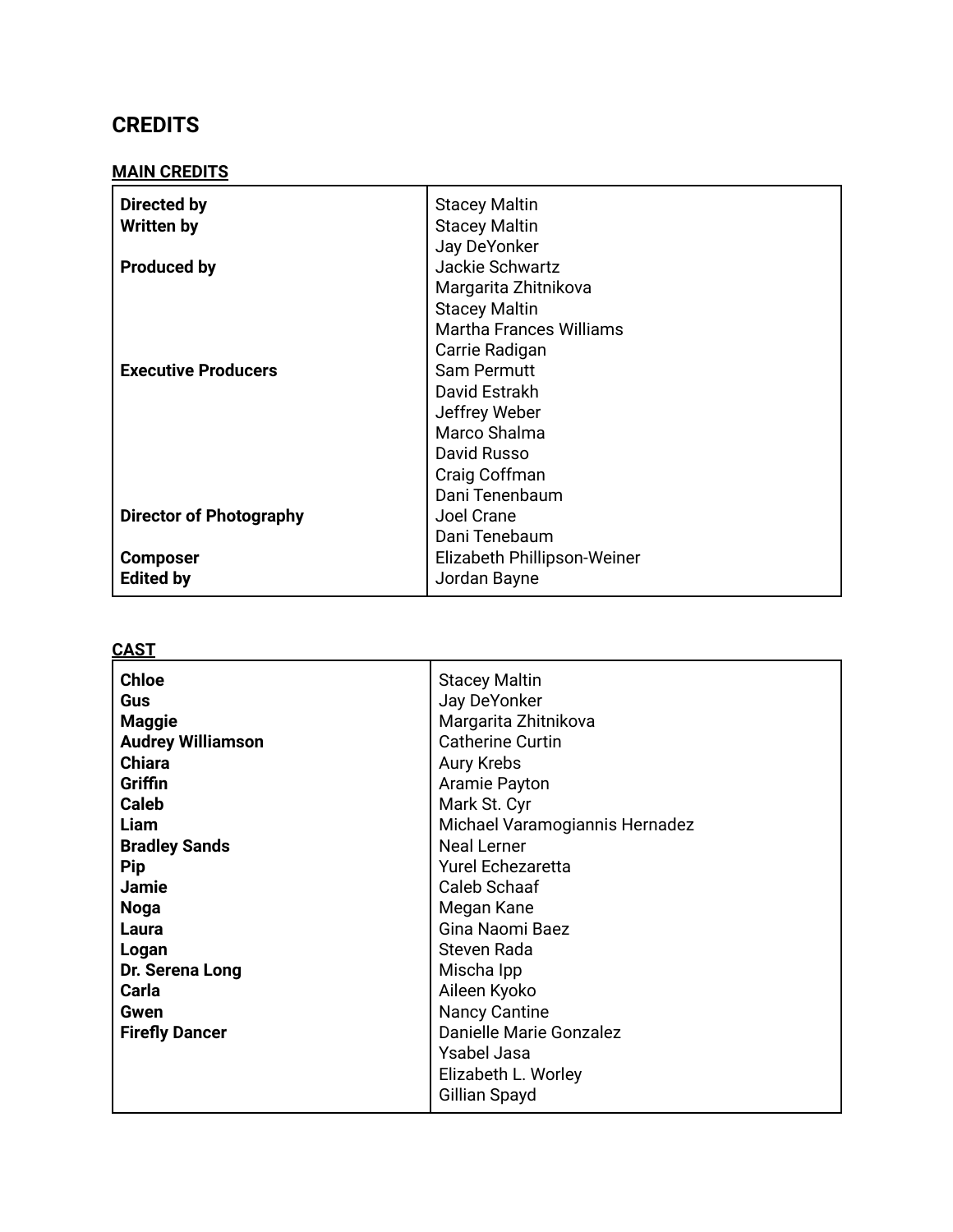# CREDITS

## MAIN CREDITS

| | |
|---|---|
| **Directed by** | Stacey Maltin |
| **Written by** | Stacey Maltin |
| | Jay DeYonker |
| **Produced by** | Jackie Schwartz |
| | Margarita Zhitnikova |
| | Stacey Maltin |
| | Martha Frances Williams |
| | Carrie Radigan |
| **Executive Producers** | Sam Permutt |
| | David Estrakh |
| | Jeffrey Weber |
| | Marco Shalma |
| | David Russo |
| | Craig Coffman |
| | Dani Tenenbaum |
| **Director of Photography** | Joel Crane |
| | Dani Tenebaum |
| **Composer** | Elizabeth Phillipson-Weiner |
| **Edited by** | Jordan Bayne |

## CAST

| | |
|---|---|
| **Chloe** | Stacey Maltin |
| **Gus** | Jay DeYonker |
| **Maggie** | Margarita Zhitnikova |
| **Audrey Williamson** | Catherine Curtin |
| **Chiara** | Aury Krebs |
| **Griffin** | Aramie Payton |
| **Caleb** | Mark St. Cyr |
| **Liam** | Michael Varamogiannis Hernadez |
| **Bradley Sands** | Neal Lerner |
| **Pip** | Yurel Echezaretta |
| **Jamie** | Caleb Schaaf |
| **Noga** | Megan Kane |
| **Laura** | Gina Naomi Baez |
| **Logan** | Steven Rada |
| **Dr. Serena Long** | Mischa Ipp |
| **Carla** | Aileen Kyoko |
| **Gwen** | Nancy Cantine |
| **Firefly Dancer** | Danielle Marie Gonzalez |
| | Ysabel Jasa |
| | Elizabeth L. Worley |
| | Gillian Spayd |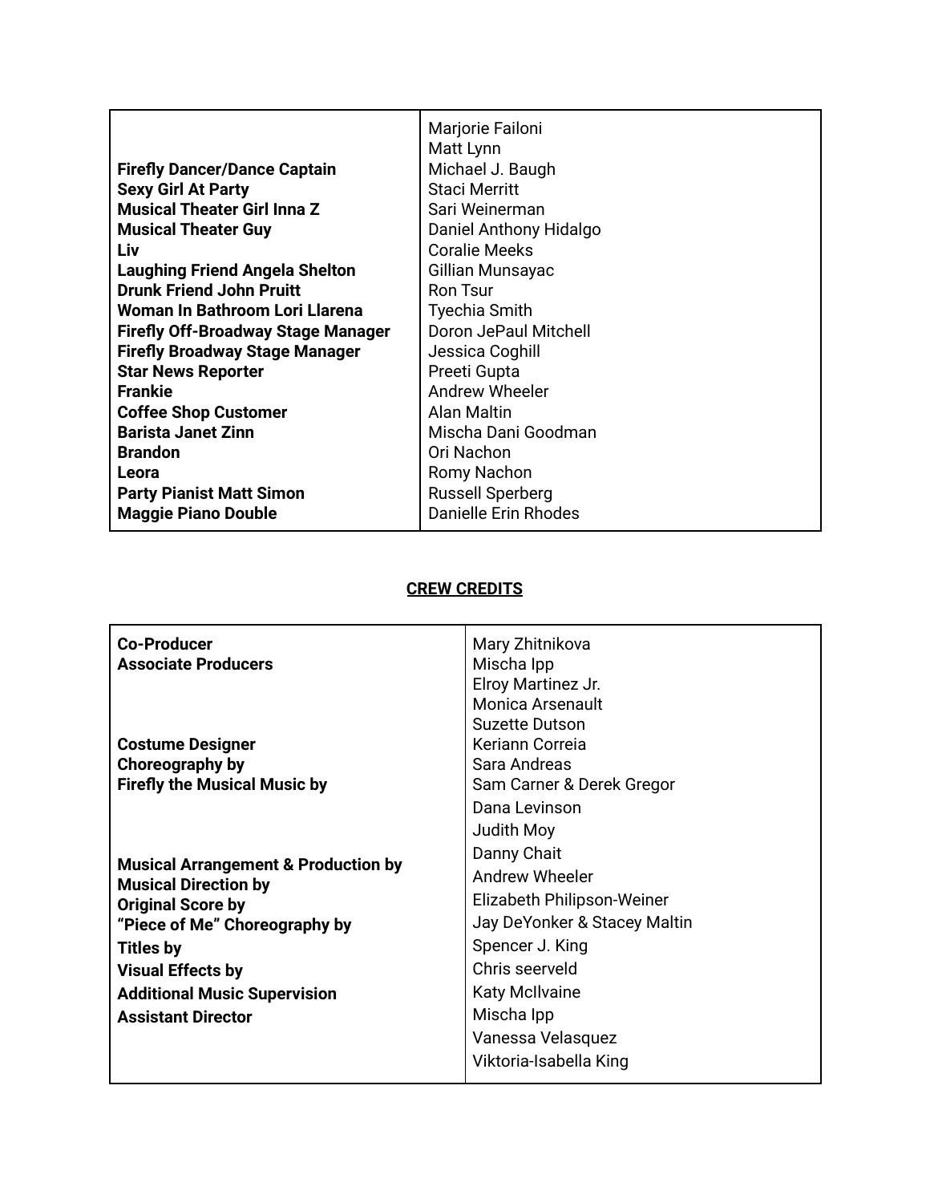| | |
|---|---|
| | Marjorie Failoni |
| | Matt Lynn |
| **Firefly Dancer/Dance Captain** | Michael J. Baugh |
| **Sexy Girl At Party** | Staci Merritt |
| **Musical Theater Girl Inna Z** | Sari Weinerman |
| **Musical Theater Guy** | Daniel Anthony Hidalgo |
| **Liv** | Coralie Meeks |
| **Laughing Friend Angela Shelton** | Gillian Munsayac |
| **Drunk Friend John Pruitt** | Ron Tsur |
| **Woman In Bathroom Lori Llarena** | Tyechia Smith |
| **Firefly Off-Broadway Stage Manager** | Doron JePaul Mitchell |
| **Firefly Broadway Stage Manager** | Jessica Coghill |
| **Star News Reporter** | Preeti Gupta |
| **Frankie** | Andrew Wheeler |
| **Coffee Shop Customer** | Alan Maltin |
| **Barista Janet Zinn** | Mischa Dani Goodman |
| **Brandon** | Ori Nachon |
| **Leora** | Romy Nachon |
| **Party Pianist Matt Simon** | Russell Sperberg |
| **Maggie Piano Double** | Danielle Erin Rhodes |

## CREW CREDITS

| | |
|---|---|
| **Co-Producer** | Mary Zhitnikova |
| **Associate Producers** | Mischa Ipp |
| | Elroy Martinez Jr. |
| | Monica Arsenault |
| | Suzette Dutson |
| **Costume Designer** | Keriann Correia |
| **Choreography by** | Sara Andreas |
| **Firefly the Musical Music by** | Sam Carner & Derek Gregor |
| | Dana Levinson |
| | Judith Moy |
| **Musical Arrangement & Production by** | Danny Chait |
| **Musical Direction by** | Andrew Wheeler |
| **Original Score by** | Elizabeth Philipson-Weiner |
| **"Piece of Me" Choreography by** | Jay DeYonker & Stacey Maltin |
| **Titles by** | Spencer J. King |
| **Visual Effects by** | Chris seerveld |
| **Additional Music Supervision** | Katy McIlvaine |
| **Assistant Director** | Mischa Ipp |
| | Vanessa Velasquez |
| | Viktoria-Isabella King |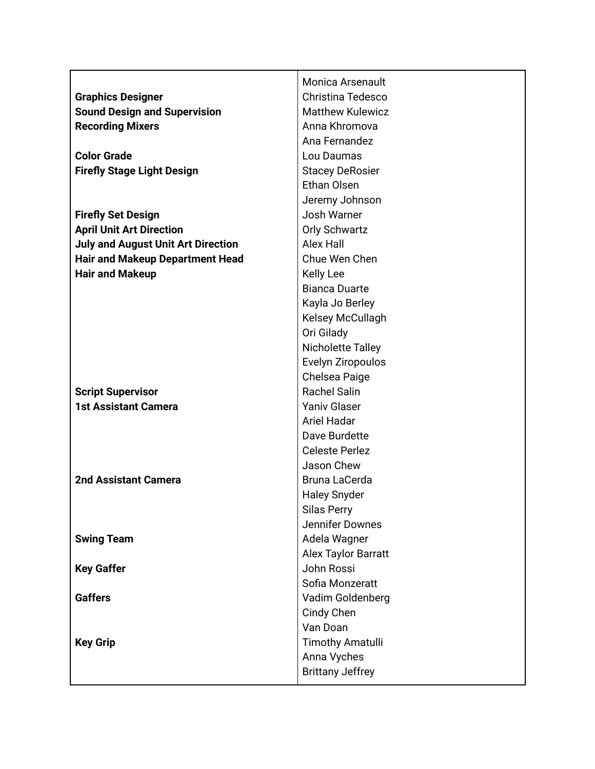| | |
|---|---|
| | Monica Arsenault |
| **Graphics Designer** | Christina Tedesco |
| **Sound Design and Supervision** | Matthew Kulewicz |
| **Recording Mixers** | Anna Khromova |
| | Ana Fernandez |
| **Color Grade** | Lou Daumas |
| **Firefly Stage Light Design** | Stacey DeRosier |
| | Ethan Olsen |
| | Jeremy Johnson |
| **Firefly Set Design** | Josh Warner |
| **April Unit Art Direction** | Orly Schwartz |
| **July and August Unit Art Direction** | Alex Hall |
| **Hair and Makeup Department Head** | Chue Wen Chen |
| **Hair and Makeup** | Kelly Lee |
| | Bianca Duarte |
| | Kayla Jo Berley |
| | Kelsey McCullagh |
| | Ori Gilady |
| | Nicholette Talley |
| | Evelyn Ziropoulos |
| | Chelsea Paige |
| **Script Supervisor** | Rachel Salin |
| **1st Assistant Camera** | Yaniv Glaser |
| | Ariel Hadar |
| | Dave Burdette |
| | Celeste Perlez |
| | Jason Chew |
| **2nd Assistant Camera** | Bruna LaCerda |
| | Haley Snyder |
| | Silas Perry |
| | Jennifer Downes |
| **Swing Team** | Adela Wagner |
| | Alex Taylor Barratt |
| **Key Gaffer** | John Rossi |
| | Sofia Monzeratt |
| **Gaffers** | Vadim Goldenberg |
| | Cindy Chen |
| | Van Doan |
| **Key Grip** | Timothy Amatulli |
| | Anna Vyches |
| | Brittany Jeffrey |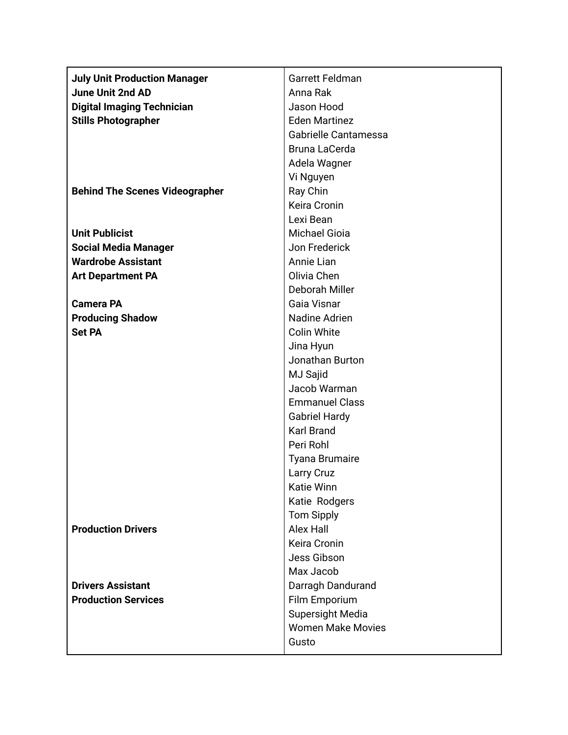| | |
|---|---|
| **July Unit Production Manager** | Garrett Feldman |
| **June Unit 2nd AD** | Anna Rak |
| **Digital Imaging Technician** | Jason Hood |
| **Stills Photographer** | Eden Martinez |
| | Gabrielle Cantamessa |
| | Bruna LaCerda |
| | Adela Wagner |
| | Vi Nguyen |
| **Behind The Scenes Videographer** | Ray Chin |
| | Keira Cronin |
| | Lexi Bean |
| **Unit Publicist** | Michael Gioia |
| **Social Media Manager** | Jon Frederick |
| **Wardrobe Assistant** | Annie Lian |
| **Art Department PA** | Olivia Chen |
| | Deborah Miller |
| **Camera PA** | Gaia Visnar |
| **Producing Shadow** | Nadine Adrien |
| **Set PA** | Colin White |
| | Jina Hyun |
| | Jonathan Burton |
| | MJ Sajid |
| | Jacob Warman |
| | Emmanuel Class |
| | Gabriel Hardy |
| | Karl Brand |
| | Peri Rohl |
| | Tyana Brumaire |
| | Larry Cruz |
| | Katie Winn |
| | Katie Rodgers |
| | Tom Sipply |
| **Production Drivers** | Alex Hall |
| | Keira Cronin |
| | Jess Gibson |
| | Max Jacob |
| **Drivers Assistant** | Darragh Dandurand |
| **Production Services** | Film Emporium |
| | Supersight Media |
| | Women Make Movies |
| | Gusto |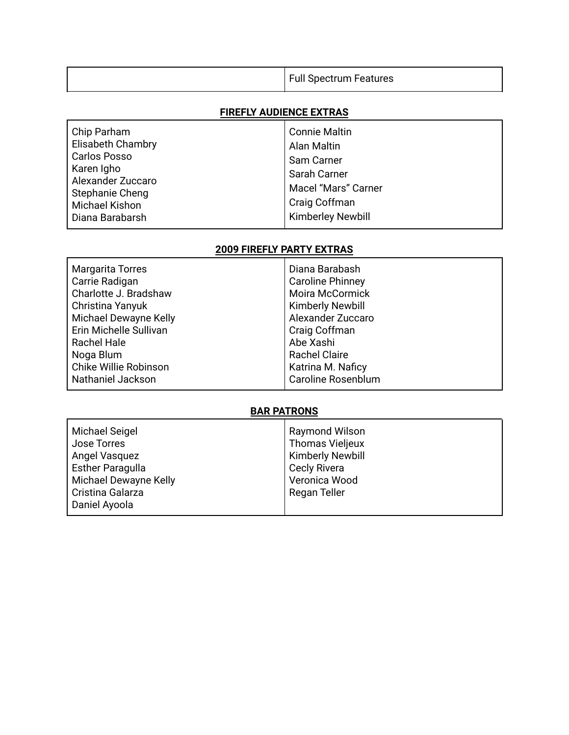| | Full Spectrum Features |
|---|---|

**FIREFLY AUDIENCE EXTRAS**

| | |
|---|---|
| Chip Parham<br>Elisabeth Chambry<br>Carlos Posso<br>Karen Igho<br>Alexander Zuccaro<br>Stephanie Cheng<br>Michael Kishon<br>Diana Barabarsh | Connie Maltin<br>Alan Maltin<br>Sam Carner<br>Sarah Carner<br>Macel “Mars” Carner<br>Craig Coffman<br>Kimberley Newbill |

**2009 FIREFLY PARTY EXTRAS**

| | |
|---|---|
| Margarita Torres<br>Carrie Radigan<br>Charlotte J. Bradshaw<br>Christina Yanyuk<br>Michael Dewayne Kelly<br>Erin Michelle Sullivan<br>Rachel Hale<br>Noga Blum<br>Chike Willie Robinson<br>Nathaniel Jackson | Diana Barabash<br>Caroline Phinney<br>Moira McCormick<br>Kimberly Newbill<br>Alexander Zuccaro<br>Craig Coffman<br>Abe Xashi<br>Rachel Claire<br>Katrina M. Naficy<br>Caroline Rosenblum |

**BAR PATRONS**

| | |
|---|---|
| Michael Seigel<br>Jose Torres<br>Angel Vasquez<br>Esther Paragulla<br>Michael Dewayne Kelly<br>Cristina Galarza<br>Daniel Ayoola | Raymond Wilson<br>Thomas Vieljeux<br>Kimberly Newbill<br>Cecly Rivera<br>Veronica Wood<br>Regan Teller |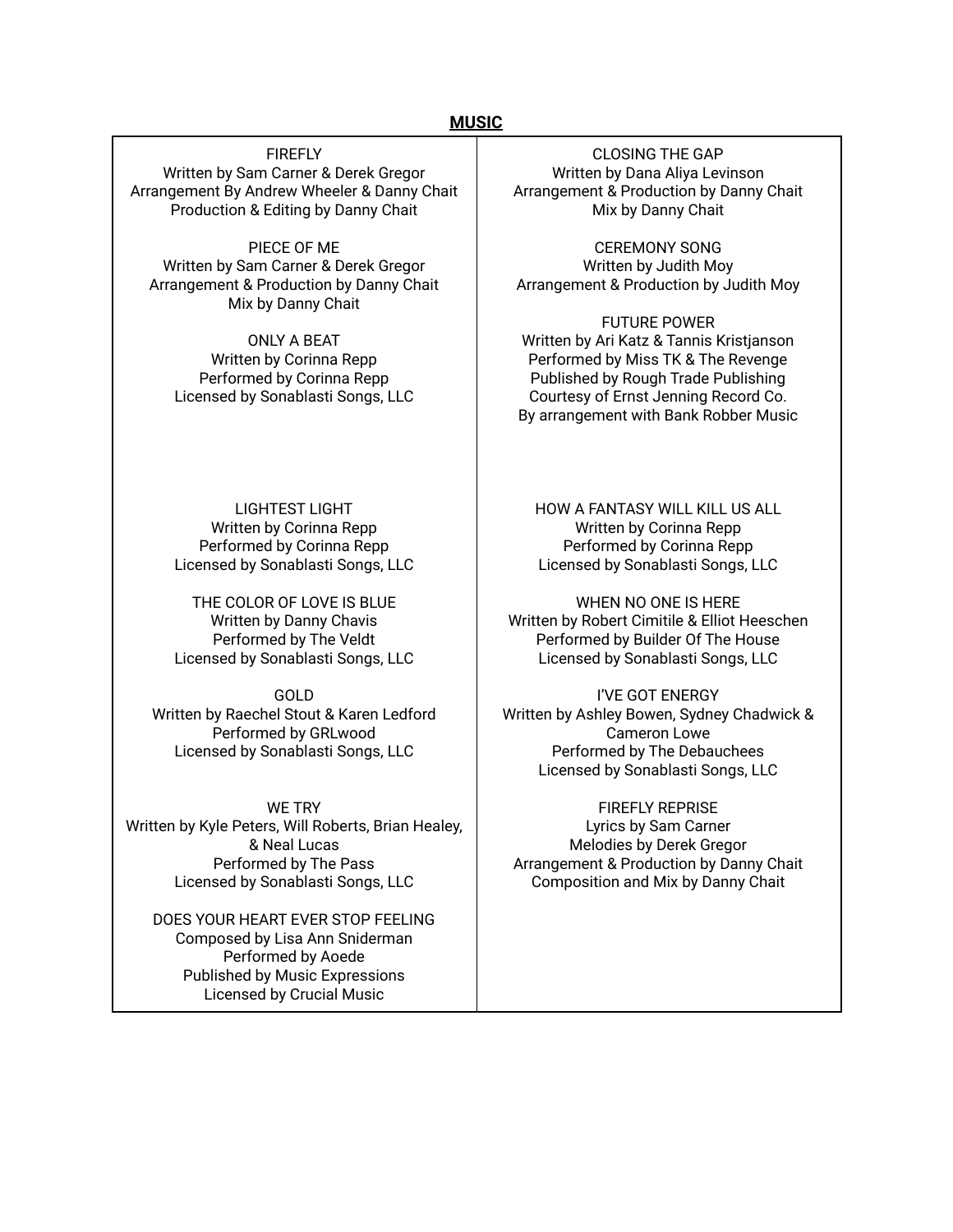## MUSIC

FIREFLY
Written by Sam Carner & Derek Gregor
Arrangement By Andrew Wheeler & Danny Chait
Production & Editing by Danny Chait

PIECE OF ME
Written by Sam Carner & Derek Gregor
Arrangement & Production by Danny Chait
Mix by Danny Chait

ONLY A BEAT
Written by Corinna Repp
Performed by Corinna Repp
Licensed by Sonablasti Songs, LLC

LIGHTEST LIGHT
Written by Corinna Repp
Performed by Corinna Repp
Licensed by Sonablasti Songs, LLC

THE COLOR OF LOVE IS BLUE
Written by Danny Chavis
Performed by The Veldt
Licensed by Sonablasti Songs, LLC

GOLD
Written by Raechel Stout & Karen Ledford
Performed by GRLwood
Licensed by Sonablasti Songs, LLC

WE TRY
Written by Kyle Peters, Will Roberts, Brian Healey, & Neal Lucas
Performed by The Pass
Licensed by Sonablasti Songs, LLC

DOES YOUR HEART EVER STOP FEELING
Composed by Lisa Ann Sniderman
Performed by Aoede
Published by Music Expressions
Licensed by Crucial Music

CLOSING THE GAP
Written by Dana Aliya Levinson
Arrangement & Production by Danny Chait
Mix by Danny Chait

CEREMONY SONG
Written by Judith Moy
Arrangement & Production by Judith Moy

FUTURE POWER
Written by Ari Katz & Tannis Kristjanson
Performed by Miss TK & The Revenge
Published by Rough Trade Publishing
Courtesy of Ernst Jenning Record Co.
By arrangement with Bank Robber Music

HOW A FANTASY WILL KILL US ALL
Written by Corinna Repp
Performed by Corinna Repp
Licensed by Sonablasti Songs, LLC

WHEN NO ONE IS HERE
Written by Robert Cimitile & Elliot Heeschen
Performed by Builder Of The House
Licensed by Sonablasti Songs, LLC

I'VE GOT ENERGY
Written by Ashley Bowen, Sydney Chadwick & Cameron Lowe
Performed by The Debauchees
Licensed by Sonablasti Songs, LLC

FIREFLY REPRISE
Lyrics by Sam Carner
Melodies by Derek Gregor
Arrangement & Production by Danny Chait
Composition and Mix by Danny Chait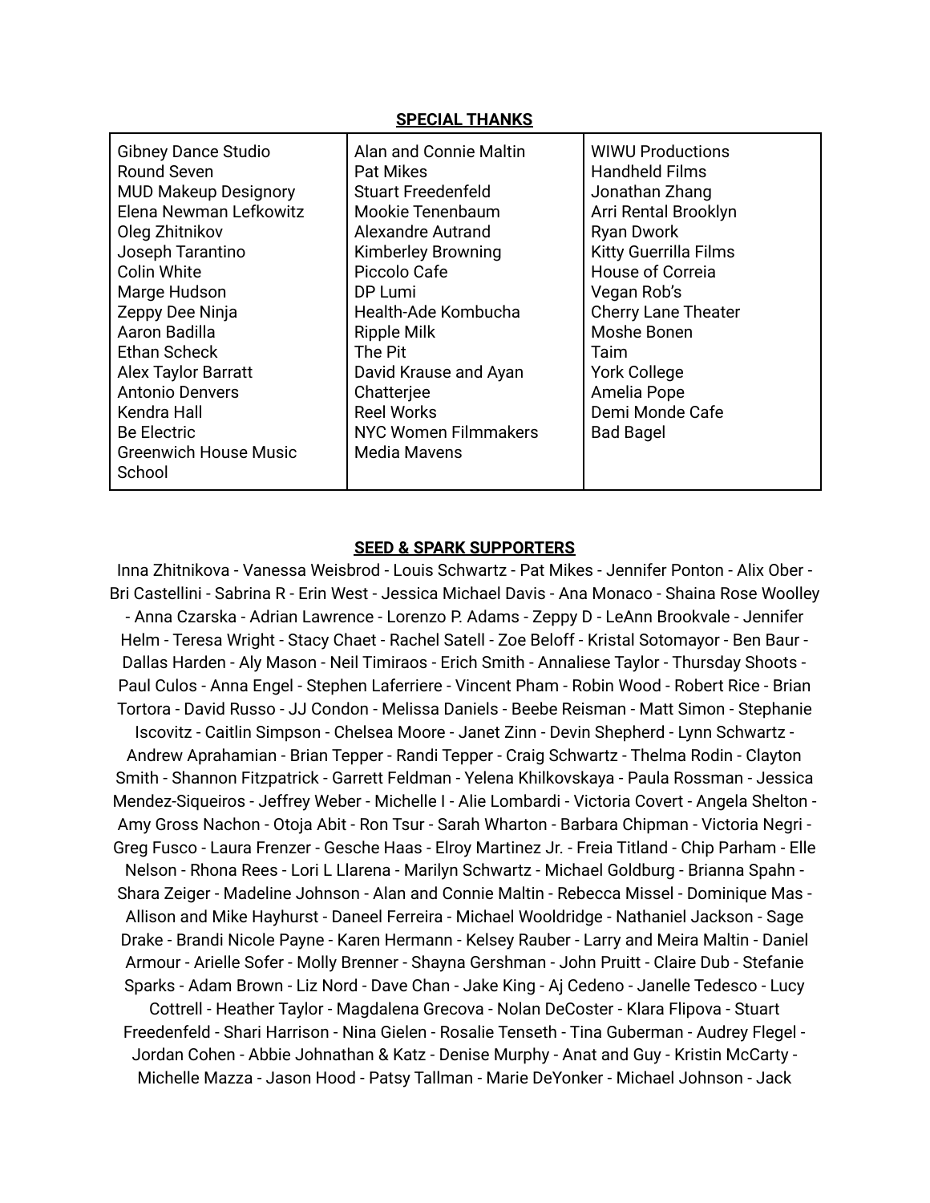## SPECIAL THANKS

| | | |
|---|---|---|
| Gibney Dance Studio<br>Round Seven<br>MUD Makeup Designory<br>Elena Newman Lefkowitz<br>Oleg Zhitnikov<br>Joseph Tarantino<br>Colin White<br>Marge Hudson<br>Zeppy Dee Ninja<br>Aaron Badilla<br>Ethan Scheck<br>Alex Taylor Barratt<br>Antonio Denvers<br>Kendra Hall<br>Be Electric<br>Greenwich House Music School | Alan and Connie Maltin<br>Pat Mikes<br>Stuart Freedenfeld<br>Mookie Tenenbaum<br>Alexandre Autrand<br>Kimberley Browning<br>Piccolo Cafe<br>DP Lumi<br>Health-Ade Kombucha<br>Ripple Milk<br>The Pit<br>David Krause and Ayan Chatterjee<br>Reel Works<br>NYC Women Filmmakers<br>Media Mavens | WIWU Productions<br>Handheld Films<br>Jonathan Zhang<br>Arri Rental Brooklyn<br>Ryan Dwork<br>Kitty Guerrilla Films<br>House of Correia<br>Vegan Rob's<br>Cherry Lane Theater<br>Moshe Bonen<br>Taim<br>York College<br>Amelia Pope<br>Demi Monde Cafe<br>Bad Bagel |

## SEED & SPARK SUPPORTERS

Inna Zhitnikova - Vanessa Weisbrod - Louis Schwartz - Pat Mikes - Jennifer Ponton - Alix Ober - Bri Castellini - Sabrina R - Erin West - Jessica Michael Davis - Ana Monaco - Shaina Rose Woolley - Anna Czarska - Adrian Lawrence - Lorenzo P. Adams - Zeppy D - LeAnn Brookvale - Jennifer Helm - Teresa Wright - Stacy Chaet - Rachel Satell - Zoe Beloff - Kristal Sotomayor - Ben Baur - Dallas Harden - Aly Mason - Neil Timiraos - Erich Smith - Annaliese Taylor - Thursday Shoots - Paul Culos - Anna Engel - Stephen Laferriere - Vincent Pham - Robin Wood - Robert Rice - Brian Tortora - David Russo - JJ Condon - Melissa Daniels - Beebe Reisman - Matt Simon - Stephanie Iscovitz - Caitlin Simpson - Chelsea Moore - Janet Zinn - Devin Shepherd - Lynn Schwartz - Andrew Aprahamian - Brian Tepper - Randi Tepper - Craig Schwartz - Thelma Rodin - Clayton Smith - Shannon Fitzpatrick - Garrett Feldman - Yelena Khilkovskaya - Paula Rossman - Jessica Mendez-Siqueiros - Jeffrey Weber - Michelle I - Alie Lombardi - Victoria Covert - Angela Shelton - Amy Gross Nachon - Otoja Abit - Ron Tsur - Sarah Wharton - Barbara Chipman - Victoria Negri - Greg Fusco - Laura Frenzer - Gesche Haas - Elroy Martinez Jr. - Freia Titland - Chip Parham - Elle Nelson - Rhona Rees - Lori L Llarena - Marilyn Schwartz - Michael Goldburg - Brianna Spahn - Shara Zeiger - Madeline Johnson - Alan and Connie Maltin - Rebecca Missel - Dominique Mas - Allison and Mike Hayhurst - Daneel Ferreira - Michael Wooldridge - Nathaniel Jackson - Sage Drake - Brandi Nicole Payne - Karen Hermann - Kelsey Rauber - Larry and Meira Maltin - Daniel Armour - Arielle Sofer - Molly Brenner - Shayna Gershman - John Pruitt - Claire Dub - Stefanie Sparks - Adam Brown - Liz Nord - Dave Chan - Jake King - Aj Cedeno - Janelle Tedesco - Lucy Cottrell - Heather Taylor - Magdalena Grecova - Nolan DeCoster - Klara Flipova - Stuart Freedenfeld - Shari Harrison - Nina Gielen - Rosalie Tenseth - Tina Guberman - Audrey Flegel - Jordan Cohen - Abbie Johnathan & Katz - Denise Murphy - Anat and Guy - Kristin McCarty - Michelle Mazza - Jason Hood - Patsy Tallman - Marie DeYonker - Michael Johnson - Jack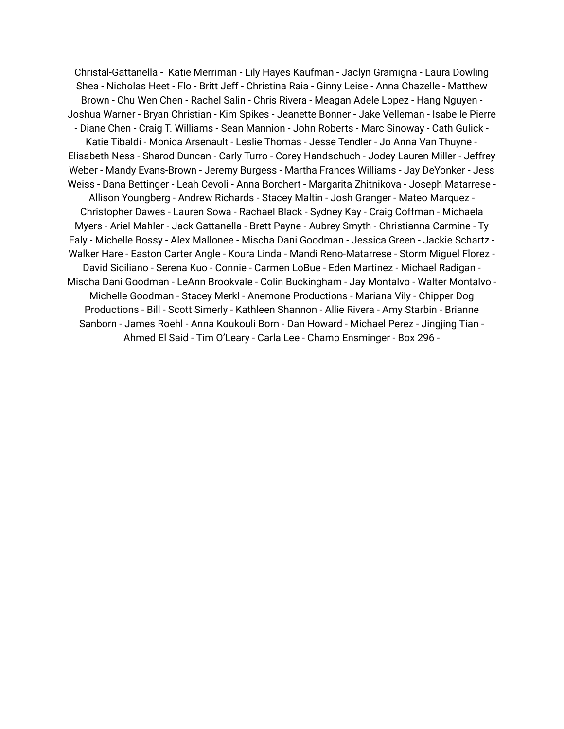Christal-Gattanella - Katie Merriman - Lily Hayes Kaufman - Jaclyn Gramigna - Laura Dowling Shea - Nicholas Heet - Flo - Britt Jeff - Christina Raia - Ginny Leise - Anna Chazelle - Matthew Brown - Chu Wen Chen - Rachel Salin - Chris Rivera - Meagan Adele Lopez - Hang Nguyen - Joshua Warner - Bryan Christian - Kim Spikes - Jeanette Bonner - Jake Velleman - Isabelle Pierre - Diane Chen - Craig T. Williams - Sean Mannion - John Roberts - Marc Sinoway - Cath Gulick - Katie Tibaldi - Monica Arsenault - Leslie Thomas - Jesse Tendler - Jo Anna Van Thuyne - Elisabeth Ness - Sharod Duncan - Carly Turro - Corey Handschuch - Jodey Lauren Miller - Jeffrey Weber - Mandy Evans-Brown - Jeremy Burgess - Martha Frances Williams - Jay DeYonker - Jess Weiss - Dana Bettinger - Leah Cevoli - Anna Borchert - Margarita Zhitnikova - Joseph Matarrese - Allison Youngberg - Andrew Richards - Stacey Maltin - Josh Granger - Mateo Marquez - Christopher Dawes - Lauren Sowa - Rachael Black - Sydney Kay - Craig Coffman - Michaela Myers - Ariel Mahler - Jack Gattanella - Brett Payne - Aubrey Smyth - Christianna Carmine - Ty Ealy - Michelle Bossy - Alex Mallonee - Mischa Dani Goodman - Jessica Green - Jackie Schartz - Walker Hare - Easton Carter Angle - Koura Linda - Mandi Reno-Matarrese - Storm Miguel Florez - David Siciliano - Serena Kuo - Connie - Carmen LoBue - Eden Martinez - Michael Radigan - Mischa Dani Goodman - LeAnn Brookvale - Colin Buckingham - Jay Montalvo - Walter Montalvo - Michelle Goodman - Stacey Merkl - Anemone Productions - Mariana Vily - Chipper Dog Productions - Bill - Scott Simerly - Kathleen Shannon - Allie Rivera - Amy Starbin - Brianne Sanborn - James Roehl - Anna Koukouli Born - Dan Howard - Michael Perez - Jingjing Tian - Ahmed El Said - Tim O'Leary - Carla Lee - Champ Ensminger - Box 296 -